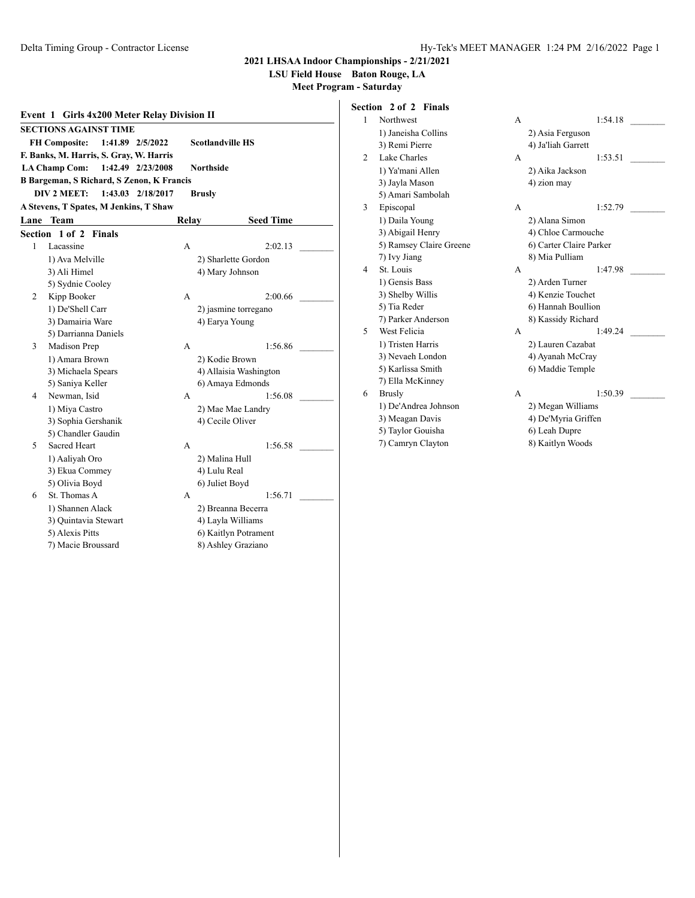**2021 LHSAA Indoor Championships - 2/21/2021**

**LSU Field House Baton Rouge, LA**

**Meet Program - Saturday**

## Event 1 Girls 4x200 Meter Relay Division II

**SECTIONS AGAINST TIME**

**FH Composite: 1:41.89 2/5/2022 Scotlandville HS**
**F. Banks, M. Harris, S. Gray, W. Harris**

**LA Champ Com: 1:42.49 2/23/2008 Northside**
**B Bargeman, S Richard, S Zenon, K Francis**

**DIV 2 MEET: 1:43.03 2/18/2017 Brusly**
**A Stevens, T Spates, M Jenkins, T Shaw**

### Section 1 of 2 Finals

| Lane | Team | Relay | Seed Time | |
|---|---|---|---|---|
| 1 | Lacassine | A | 2:02.13 | _______ |
| | 1) Ava Melville | 2) Sharlette Gordon | | |
| | 3) Ali Himel | 4) Mary Johnson | | |
| | 5) Sydnie Cooley | | | |
| 2 | Kipp Booker | A | 2:00.66 | _______ |
| | 1) De'Shell Carr | 2) jasmine torregano | | |
| | 3) Damairia Ware | 4) Earya Young | | |
| | 5) Darrianna Daniels | | | |
| 3 | Madison Prep | A | 1:56.86 | _______ |
| | 1) Amara Brown | 2) Kodie Brown | | |
| | 3) Michaela Spears | 4) Allaisia Washington | | |
| | 5) Saniya Keller | 6) Amaya Edmonds | | |
| 4 | Newman, Isid | A | 1:56.08 | _______ |
| | 1) Miya Castro | 2) Mae Mae Landry | | |
| | 3) Sophia Gershanik | 4) Cecile Oliver | | |
| | 5) Chandler Gaudin | | | |
| 5 | Sacred Heart | A | 1:56.58 | _______ |
| | 1) Aaliyah Oro | 2) Malina Hull | | |
| | 3) Ekua Commey | 4) Lulu Real | | |
| | 5) Olivia Boyd | 6) Juliet Boyd | | |
| 6 | St. Thomas A | A | 1:56.71 | _______ |
| | 1) Shannen Alack | 2) Breanna Becerra | | |
| | 3) Quintavia Stewart | 4) Layla Williams | | |
| | 5) Alexis Pitts | 6) Kaitlyn Potrament | | |
| | 7) Macie Broussard | 8) Ashley Graziano | | |

### Section 2 of 2 Finals

| Lane | Team | Relay | Seed Time | |
|---|---|---|---|---|
| 1 | Northwest | A | 1:54.18 | _______ |
| | 1) Janeisha Collins | 2) Asia Ferguson | | |
| | 3) Remi Pierre | 4) Ja'liah Garrett | | |
| 2 | Lake Charles | A | 1:53.51 | _______ |
| | 1) Ya'mani Allen | 2) Aika Jackson | | |
| | 3) Jayla Mason | 4) zion may | | |
| | 5) Amari Sambolah | | | |
| 3 | Episcopal | A | 1:52.79 | _______ |
| | 1) Daila Young | 2) Alana Simon | | |
| | 3) Abigail Henry | 4) Chloe Carmouche | | |
| | 5) Ramsey Claire Greene | 6) Carter Claire Parker | | |
| | 7) Ivy Jiang | 8) Mia Pulliam | | |
| 4 | St. Louis | A | 1:47.98 | _______ |
| | 1) Gensis Bass | 2) Arden Turner | | |
| | 3) Shelby Willis | 4) Kenzie Touchet | | |
| | 5) Tia Reder | 6) Hannah Boullion | | |
| | 7) Parker Anderson | 8) Kassidy Richard | | |
| 5 | West Felicia | A | 1:49.24 | _______ |
| | 1) Tristen Harris | 2) Lauren Cazabat | | |
| | 3) Nevaeh London | 4) Ayanah McCray | | |
| | 5) Karlissa Smith | 6) Maddie Temple | | |
| | 7) Ella McKinney | | | |
| 6 | Brusly | A | 1:50.39 | _______ |
| | 1) De'Andrea Johnson | 2) Megan Williams | | |
| | 3) Meagan Davis | 4) De'Myria Griffen | | |
| | 5) Taylor Gouisha | 6) Leah Dupre | | |
| | 7) Camryn Clayton | 8) Kaitlyn Woods | | |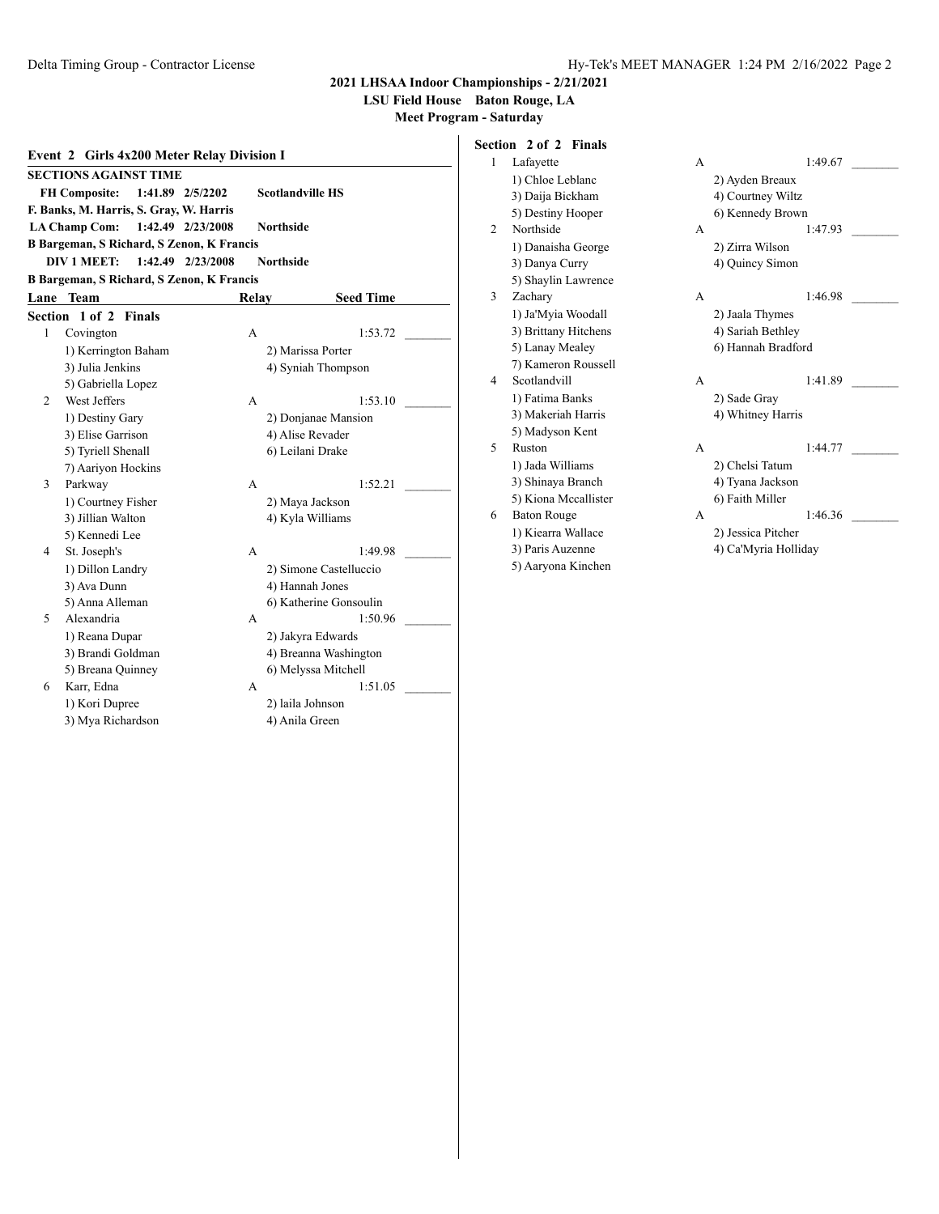## 2021 LHSAA Indoor Championships - 2/21/2021

**LSU Field House Baton Rouge, LA**

**Meet Program - Saturday**

### Event 2 Girls 4x200 Meter Relay Division I

**SECTIONS AGAINST TIME**

**FH Composite: 1:41.89 2/5/2202 Scotlandville HS**
**F. Banks, M. Harris, S. Gray, W. Harris**

**LA Champ Com: 1:42.49 2/23/2008 Northside**
**B Bargeman, S Richard, S Zenon, K Francis**

**DIV 1 MEET: 1:42.49 2/23/2008 Northside**
**B Bargeman, S Richard, S Zenon, K Francis**

| Lane | Team | Relay | Seed Time | |
|---|---|---|---|---|
| **Section 1 of 2 Finals** | | | | |
| 1 | Covington | A | 1:53.72 | _______ |
| | 1) Kerrington Baham | 2) Marissa Porter | | |
| | 3) Julia Jenkins | 4) Syniah Thompson | | |
| | 5) Gabriella Lopez | | | |
| 2 | West Jeffers | A | 1:53.10 | _______ |
| | 1) Destiny Gary | 2) Donjanae Mansion | | |
| | 3) Elise Garrison | 4) Alise Revader | | |
| | 5) Tyriell Shenall | 6) Leilani Drake | | |
| | 7) Aariyon Hockins | | | |
| 3 | Parkway | A | 1:52.21 | _______ |
| | 1) Courtney Fisher | 2) Maya Jackson | | |
| | 3) Jillian Walton | 4) Kyla Williams | | |
| | 5) Kennedi Lee | | | |
| 4 | St. Joseph's | A | 1:49.98 | _______ |
| | 1) Dillon Landry | 2) Simone Castelluccio | | |
| | 3) Ava Dunn | 4) Hannah Jones | | |
| | 5) Anna Alleman | 6) Katherine Gonsoulin | | |
| 5 | Alexandria | A | 1:50.96 | _______ |
| | 1) Reana Dupar | 2) Jakyra Edwards | | |
| | 3) Brandi Goldman | 4) Breanna Washington | | |
| | 5) Breana Quinney | 6) Melyssa Mitchell | | |
| 6 | Karr, Edna | A | 1:51.05 | _______ |
| | 1) Kori Dupree | 2) laila Johnson | | |
| | 3) Mya Richardson | 4) Anila Green | | |
| **Section 2 of 2 Finals** | | | | |
| 1 | Lafayette | A | 1:49.67 | _______ |
| | 1) Chloe Leblanc | 2) Ayden Breaux | | |
| | 3) Daija Bickham | 4) Courtney Wiltz | | |
| | 5) Destiny Hooper | 6) Kennedy Brown | | |
| 2 | Northside | A | 1:47.93 | _______ |
| | 1) Danaisha George | 2) Zirra Wilson | | |
| | 3) Danya Curry | 4) Quincy Simon | | |
| | 5) Shaylin Lawrence | | | |
| 3 | Zachary | A | 1:46.98 | _______ |
| | 1) Ja'Myia Woodall | 2) Jaala Thymes | | |
| | 3) Brittany Hitchens | 4) Sariah Bethley | | |
| | 5) Lanay Mealey | 6) Hannah Bradford | | |
| | 7) Kameron Roussell | | | |
| 4 | Scotlandvill | A | 1:41.89 | _______ |
| | 1) Fatima Banks | 2) Sade Gray | | |
| | 3) Makeriah Harris | 4) Whitney Harris | | |
| | 5) Madyson Kent | | | |
| 5 | Ruston | A | 1:44.77 | _______ |
| | 1) Jada Williams | 2) Chelsi Tatum | | |
| | 3) Shinaya Branch | 4) Tyana Jackson | | |
| | 5) Kiona Mccallister | 6) Faith Miller | | |
| 6 | Baton Rouge | A | 1:46.36 | _______ |
| | 1) Kiearra Wallace | 2) Jessica Pitcher | | |
| | 3) Paris Auzenne | 4) Ca'Myria Holliday | | |
| | 5) Aaryona Kinchen | | | |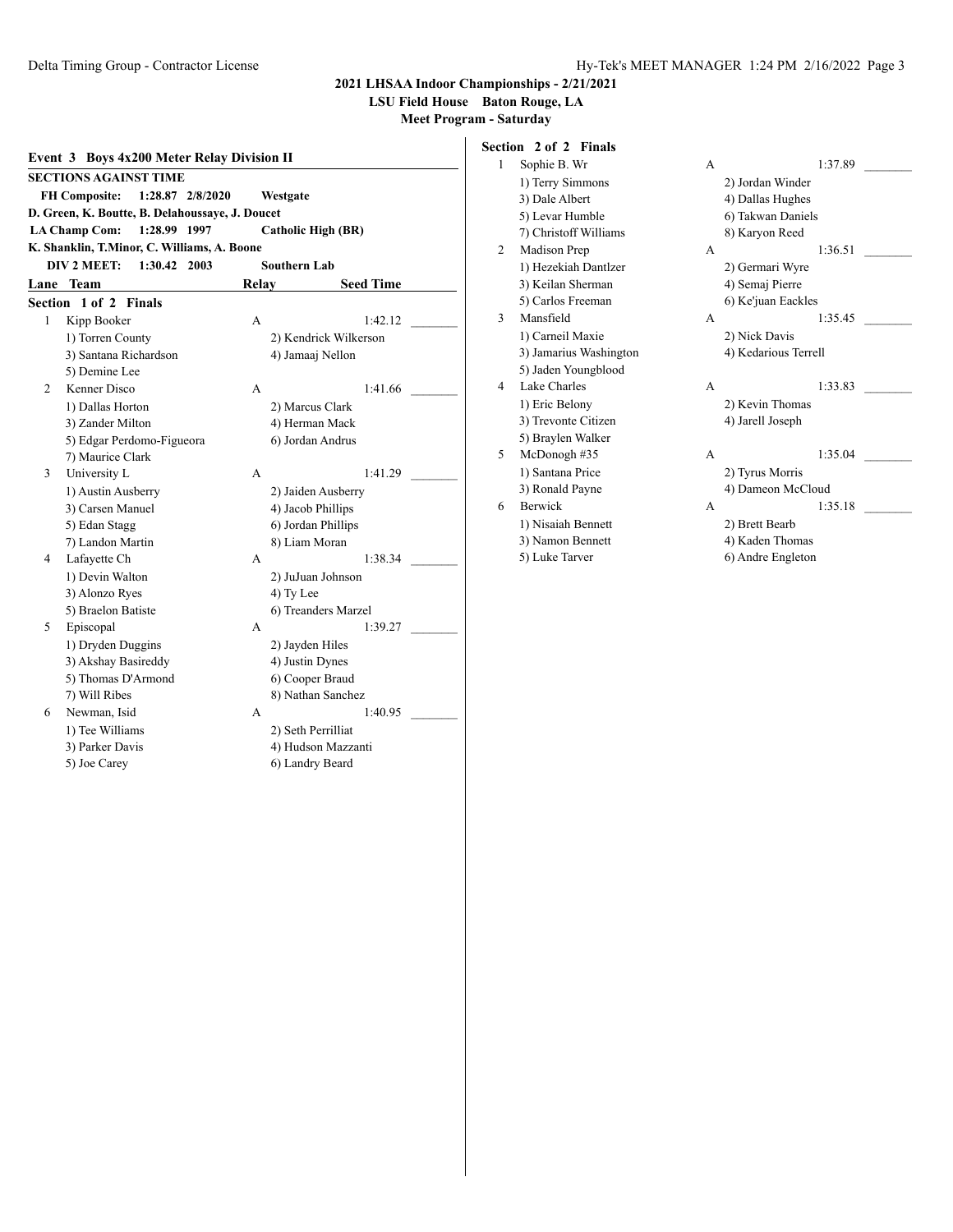## 2021 LHSAA Indoor Championships - 2/21/2021

**LSU Field House Baton Rouge, LA**

**Meet Program - Saturday**

### Event 3 Boys 4x200 Meter Relay Division II

**SECTIONS AGAINST TIME**

**FH Composite: 1:28.87 2/8/2020 Westgate**
**D. Green, K. Boutte, B. Delahoussaye, J. Doucet**

**LA Champ Com: 1:28.99 1997 Catholic High (BR)**
**K. Shanklin, T.Minor, C. Williams, A. Boone**

**DIV 2 MEET: 1:30.42 2003 Southern Lab**

| Lane | Team | Relay | Seed Time |
|---|---|---|---|

**Section 1 of 2 Finals**

| Lane | Team | Relay | Seed Time |
|---|---|---|---|
| 1 | Kipp Booker | A | 1:42.12 |
| | 1) Torren County | 2) Kendrick Wilkerson | |
| | 3) Santana Richardson | 4) Jamaaj Nellon | |
| | 5) Demine Lee | | |
| 2 | Kenner Disco | A | 1:41.66 |
| | 1) Dallas Horton | 2) Marcus Clark | |
| | 3) Zander Milton | 4) Herman Mack | |
| | 5) Edgar Perdomo-Figueora | 6) Jordan Andrus | |
| | 7) Maurice Clark | | |
| 3 | University L | A | 1:41.29 |
| | 1) Austin Ausberry | 2) Jaiden Ausberry | |
| | 3) Carsen Manuel | 4) Jacob Phillips | |
| | 5) Edan Stagg | 6) Jordan Phillips | |
| | 7) Landon Martin | 8) Liam Moran | |
| 4 | Lafayette Ch | A | 1:38.34 |
| | 1) Devin Walton | 2) JuJuan Johnson | |
| | 3) Alonzo Ryes | 4) Ty Lee | |
| | 5) Braelon Batiste | 6) Treanders Marzel | |
| 5 | Episcopal | A | 1:39.27 |
| | 1) Dryden Duggins | 2) Jayden Hiles | |
| | 3) Akshay Basireddy | 4) Justin Dynes | |
| | 5) Thomas D'Armond | 6) Cooper Braud | |
| | 7) Will Ribes | 8) Nathan Sanchez | |
| 6 | Newman, Isid | A | 1:40.95 |
| | 1) Tee Williams | 2) Seth Perrilliat | |
| | 3) Parker Davis | 4) Hudson Mazzanti | |
| | 5) Joe Carey | 6) Landry Beard | |

**Section 2 of 2 Finals**

| Lane | Team | Relay | Seed Time |
|---|---|---|---|
| 1 | Sophie B. Wr | A | 1:37.89 |
| | 1) Terry Simmons | 2) Jordan Winder | |
| | 3) Dale Albert | 4) Dallas Hughes | |
| | 5) Levar Humble | 6) Takwan Daniels | |
| | 7) Christoff Williams | 8) Karyon Reed | |
| 2 | Madison Prep | A | 1:36.51 |
| | 1) Hezekiah Dantlzer | 2) Germari Wyre | |
| | 3) Keilan Sherman | 4) Semaj Pierre | |
| | 5) Carlos Freeman | 6) Ke'juan Eackles | |
| 3 | Mansfield | A | 1:35.45 |
| | 1) Carneil Maxie | 2) Nick Davis | |
| | 3) Jamarius Washington | 4) Kedarious Terrell | |
| | 5) Jaden Youngblood | | |
| 4 | Lake Charles | A | 1:33.83 |
| | 1) Eric Belony | 2) Kevin Thomas | |
| | 3) Trevonte Citizen | 4) Jarell Joseph | |
| | 5) Braylen Walker | | |
| 5 | McDonogh #35 | A | 1:35.04 |
| | 1) Santana Price | 2) Tyrus Morris | |
| | 3) Ronald Payne | 4) Dameon McCloud | |
| 6 | Berwick | A | 1:35.18 |
| | 1) Nisaiah Bennett | 2) Brett Bearb | |
| | 3) Namon Bennett | 4) Kaden Thomas | |
| | 5) Luke Tarver | 6) Andre Engleton | |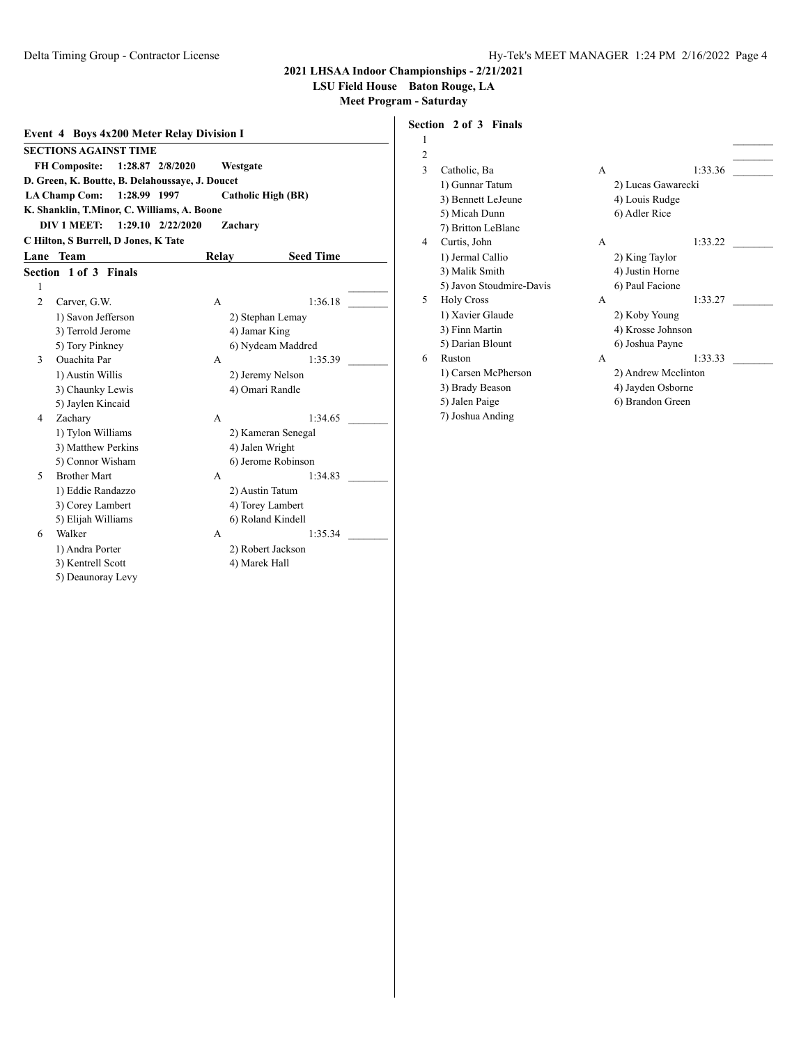## 2021 LHSAA Indoor Championships - 2/21/2021

**LSU Field House Baton Rouge, LA**

**Meet Program - Saturday**

### Event 4 Boys 4x200 Meter Relay Division I

**SECTIONS AGAINST TIME**

**FH Composite: 1:28.87 2/8/2020 Westgate**
**D. Green, K. Boutte, B. Delahoussaye, J. Doucet**

**LA Champ Com: 1:28.99 1997 Catholic High (BR)**
**K. Shanklin, T.Minor, C. Williams, A. Boone**

**DIV 1 MEET: 1:29.10 2/22/2020 Zachary**
**C Hilton, S Burrell, D Jones, K Tate**

#### Section 1 of 3 Finals

| Lane | Team | Relay | Seed Time |
|---|---|---|---|
| 1 | | | |
| 2 | Carver, G.W. | A | 1:36.18 |
| | 1) Savon Jefferson | 2) Stephan Lemay | |
| | 3) Terrold Jerome | 4) Jamar King | |
| | 5) Tory Pinkney | 6) Nydeam Maddred | |
| 3 | Ouachita Par | A | 1:35.39 |
| | 1) Austin Willis | 2) Jeremy Nelson | |
| | 3) Chaunky Lewis | 4) Omari Randle | |
| | 5) Jaylen Kincaid | | |
| 4 | Zachary | A | 1:34.65 |
| | 1) Tylon Williams | 2) Kameran Senegal | |
| | 3) Matthew Perkins | 4) Jalen Wright | |
| | 5) Connor Wisham | 6) Jerome Robinson | |
| 5 | Brother Mart | A | 1:34.83 |
| | 1) Eddie Randazzo | 2) Austin Tatum | |
| | 3) Corey Lambert | 4) Torey Lambert | |
| | 5) Elijah Williams | 6) Roland Kindell | |
| 6 | Walker | A | 1:35.34 |
| | 1) Andra Porter | 2) Robert Jackson | |
| | 3) Kentrell Scott | 4) Marek Hall | |
| | 5) Deaunoray Levy | | |

#### Section 2 of 3 Finals

| Lane | Team | Relay | Seed Time |
|---|---|---|---|
| 1 | | | |
| 2 | | | |
| 3 | Catholic, Ba | A | 1:33.36 |
| | 1) Gunnar Tatum | 2) Lucas Gawarecki | |
| | 3) Bennett LeJeune | 4) Louis Rudge | |
| | 5) Micah Dunn | 6) Adler Rice | |
| | 7) Britton LeBlanc | | |
| 4 | Curtis, John | A | 1:33.22 |
| | 1) Jermal Callio | 2) King Taylor | |
| | 3) Malik Smith | 4) Justin Horne | |
| | 5) Javon Stoudmire-Davis | 6) Paul Facione | |
| 5 | Holy Cross | A | 1:33.27 |
| | 1) Xavier Glaude | 2) Koby Young | |
| | 3) Finn Martin | 4) Krosse Johnson | |
| | 5) Darian Blount | 6) Joshua Payne | |
| 6 | Ruston | A | 1:33.33 |
| | 1) Carsen McPherson | 2) Andrew Mcclinton | |
| | 3) Brady Beason | 4) Jayden Osborne | |
| | 5) Jalen Paige | 6) Brandon Green | |
| | 7) Joshua Anding | | |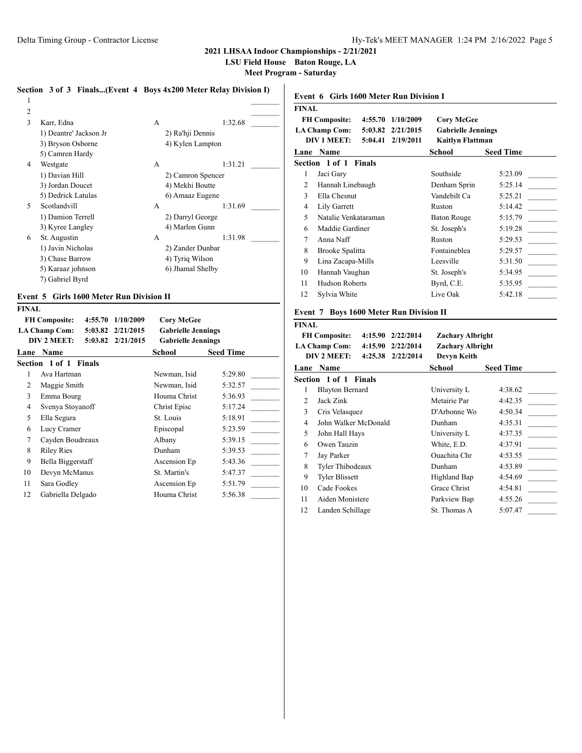## 2021 LHSAA Indoor Championships - 2/21/2021

**LSU Field House Baton Rouge, LA**

**Meet Program - Saturday**

### Section 3 of 3 Finals...(Event 4 Boys 4x200 Meter Relay Division I)

| Lane | Team | Relay | Seed Time |
|---|---|---|---|
| 1 | | | |
| 2 | | | |
| 3 | Karr, Edna | A | 1:32.68 |
| | 1) Deantre' Jackson Jr | 2) Ra'hji Dennis | |
| | 3) Bryson Osborne | 4) Kylen Lampton | |
| | 5) Camren Hardy | | |
| 4 | Westgate | A | 1:31.21 |
| | 1) Davian Hill | 2) Camron Spencer | |
| | 3) Jordan Doucet | 4) Mekhi Boutte | |
| | 5) Dedrick Latulas | 6) Amaaz Eugene | |
| 5 | Scotlandvill | A | 1:31.69 |
| | 1) Damion Terrell | 2) Darryl George | |
| | 3) Kyree Langley | 4) Marlon Gunn | |
| 6 | St. Augustin | A | 1:31.98 |
| | 1) Javin Nicholas | 2) Zander Dunbar | |
| | 3) Chase Barrow | 4) Tyriq Wilson | |
| | 5) Karaaz johnson | 6) Jhamal Shelby | |
| | 7) Gabriel Byrd | | |

### Event 5 Girls 1600 Meter Run Division II

**FINAL**

| | | | |
|---|---|---|---|
| **FH Composite:** | 4:55.70 | 1/10/2009 | **Cory McGee** |
| **LA Champ Com:** | 5:03.82 | 2/21/2015 | **Gabrielle Jennings** |
| **DIV 2 MEET:** | 5:03.82 | 2/21/2015 | **Gabrielle Jennings** |

**Section 1 of 1 Finals**

| Lane | Name | School | Seed Time |
|---|---|---|---|
| 1 | Ava Hartman | Newman, Isid | 5:29.80 |
| 2 | Maggie Smith | Newman, Isid | 5:32.57 |
| 3 | Emma Bourg | Houma Christ | 5:36.93 |
| 4 | Svenya Stoyanoff | Christ Episc | 5:17.24 |
| 5 | Ella Segura | St. Louis | 5:18.91 |
| 6 | Lucy Cramer | Episcopal | 5:23.59 |
| 7 | Cayden Boudreaux | Albany | 5:39.15 |
| 8 | Riley Ries | Dunham | 5:39.53 |
| 9 | Bella Biggerstaff | Ascension Ep | 5:43.36 |
| 10 | Devyn McManus | St. Martin's | 5:47.37 |
| 11 | Sara Godley | Ascension Ep | 5:51.79 |
| 12 | Gabriella Delgado | Houma Christ | 5:56.38 |

### Event 6 Girls 1600 Meter Run Division I

**FINAL**

| | | | |
|---|---|---|---|
| **FH Composite:** | 4:55.70 | 1/10/2009 | **Cory McGee** |
| **LA Champ Com:** | 5:03.82 | 2/21/2015 | **Gabrielle Jennings** |
| **DIV 1 MEET:** | 5:04.41 | 2/19/2011 | **Kaitlyn Flattman** |

**Section 1 of 1 Finals**

| Lane | Name | School | Seed Time |
|---|---|---|---|
| 1 | Jaci Gary | Southside | 5:23.09 |
| 2 | Hannah Linebaugh | Denham Sprin | 5:25.14 |
| 3 | Ella Chesnut | Vandebilt Ca | 5:25.21 |
| 4 | Lily Garrett | Ruston | 5:14.42 |
| 5 | Natalie Venkataraman | Baton Rouge | 5:15.79 |
| 6 | Maddie Gardiner | St. Joseph's | 5:19.28 |
| 7 | Anna Naff | Ruston | 5:29.53 |
| 8 | Brooke Spalitta | Fontaineblea | 5:29.57 |
| 9 | Lina Zacapa-Mills | Leesville | 5:31.50 |
| 10 | Hannah Vaughan | St. Joseph's | 5:34.95 |
| 11 | Hudson Roberts | Byrd, C.E. | 5:35.95 |
| 12 | Sylvia White | Live Oak | 5:42.18 |

### Event 7 Boys 1600 Meter Run Division II

**FINAL**

| | | | |
|---|---|---|---|
| **FH Composite:** | 4:15.90 | 2/22/2014 | **Zachary Albright** |
| **LA Champ Com:** | 4:15.90 | 2/22/2014 | **Zachary Albright** |
| **DIV 2 MEET:** | 4:25.38 | 2/22/2014 | **Devyn Keith** |

**Section 1 of 1 Finals**

| Lane | Name | School | Seed Time |
|---|---|---|---|
| 1 | Blayton Bernard | University L | 4:38.62 |
| 2 | Jack Zink | Metairie Par | 4:42.35 |
| 3 | Cris Velasquez | D'Arbonne Wo | 4:50.34 |
| 4 | John Walker McDonald | Dunham | 4:35.31 |
| 5 | John Hall Hays | University L | 4:37.35 |
| 6 | Owen Tauzin | White, E.D. | 4:37.91 |
| 7 | Jay Parker | Ouachita Chr | 4:53.55 |
| 8 | Tyler Thibodeaux | Dunham | 4:53.89 |
| 9 | Tyler Blissett | Highland Bap | 4:54.69 |
| 10 | Cade Fookes | Grace Christ | 4:54.81 |
| 11 | Aiden Monistere | Parkview Bap | 4:55.26 |
| 12 | Landen Schillage | St. Thomas A | 5:07.47 |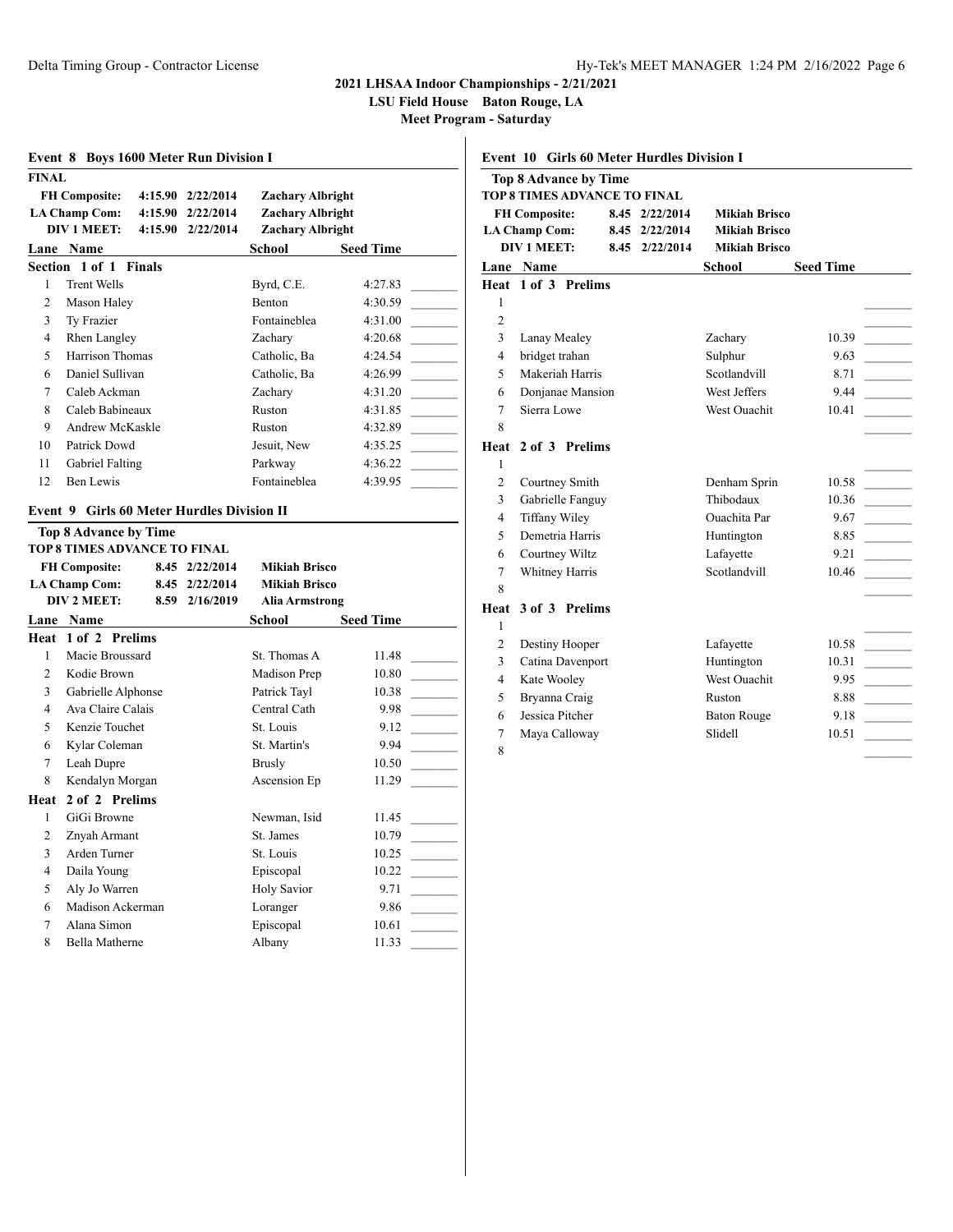2021 LHSAA Indoor Championships - 2/21/2021

LSU Field House Baton Rouge, LA

Meet Program - Saturday

### Event 8 Boys 1600 Meter Run Division I

**FINAL**

| | | | |
|---|---|---|---|
| **FH Composite:** | 4:15.90 | 2/22/2014 | **Zachary Albright** |
| **LA Champ Com:** | 4:15.90 | 2/22/2014 | **Zachary Albright** |
| **DIV 1 MEET:** | 4:15.90 | 2/22/2014 | **Zachary Albright** |

| Lane | Name | School | Seed Time | |
|---|---|---|---|---|
| **Section 1 of 1 Finals** | | | | |
| 1 | Trent Wells | Byrd, C.E. | 4:27.83 | _______ |
| 2 | Mason Haley | Benton | 4:30.59 | _______ |
| 3 | Ty Frazier | Fontaineblea | 4:31.00 | _______ |
| 4 | Rhen Langley | Zachary | 4:20.68 | _______ |
| 5 | Harrison Thomas | Catholic, Ba | 4:24.54 | _______ |
| 6 | Daniel Sullivan | Catholic, Ba | 4:26.99 | _______ |
| 7 | Caleb Ackman | Zachary | 4:31.20 | _______ |
| 8 | Caleb Babineaux | Ruston | 4:31.85 | _______ |
| 9 | Andrew McKaskle | Ruston | 4:32.89 | _______ |
| 10 | Patrick Dowd | Jesuit, New | 4:35.25 | _______ |
| 11 | Gabriel Falting | Parkway | 4:36.22 | _______ |
| 12 | Ben Lewis | Fontaineblea | 4:39.95 | _______ |

### Event 9 Girls 60 Meter Hurdles Division II

**Top 8 Advance by Time**

**TOP 8 TIMES ADVANCE TO FINAL**

| | | | |
|---|---|---|---|
| **FH Composite:** | 8.45 | 2/22/2014 | **Mikiah Brisco** |
| **LA Champ Com:** | 8.45 | 2/22/2014 | **Mikiah Brisco** |
| **DIV 2 MEET:** | 8.59 | 2/16/2019 | **Alia Armstrong** |

| Lane | Name | School | Seed Time | |
|---|---|---|---|---|
| **Heat 1 of 2 Prelims** | | | | |
| 1 | Macie Broussard | St. Thomas A | 11.48 | _______ |
| 2 | Kodie Brown | Madison Prep | 10.80 | _______ |
| 3 | Gabrielle Alphonse | Patrick Tayl | 10.38 | _______ |
| 4 | Ava Claire Calais | Central Cath | 9.98 | _______ |
| 5 | Kenzie Touchet | St. Louis | 9.12 | _______ |
| 6 | Kylar Coleman | St. Martin's | 9.94 | _______ |
| 7 | Leah Dupre | Brusly | 10.50 | _______ |
| 8 | Kendalyn Morgan | Ascension Ep | 11.29 | _______ |
| **Heat 2 of 2 Prelims** | | | | |
| 1 | GiGi Browne | Newman, Isid | 11.45 | _______ |
| 2 | Znyah Armant | St. James | 10.79 | _______ |
| 3 | Arden Turner | St. Louis | 10.25 | _______ |
| 4 | Daila Young | Episcopal | 10.22 | _______ |
| 5 | Aly Jo Warren | Holy Savior | 9.71 | _______ |
| 6 | Madison Ackerman | Loranger | 9.86 | _______ |
| 7 | Alana Simon | Episcopal | 10.61 | _______ |
| 8 | Bella Matherne | Albany | 11.33 | _______ |

### Event 10 Girls 60 Meter Hurdles Division I

**Top 8 Advance by Time**

**TOP 8 TIMES ADVANCE TO FINAL**

| | | | |
|---|---|---|---|
| **FH Composite:** | 8.45 | 2/22/2014 | **Mikiah Brisco** |
| **LA Champ Com:** | 8.45 | 2/22/2014 | **Mikiah Brisco** |
| **DIV 1 MEET:** | 8.45 | 2/22/2014 | **Mikiah Brisco** |

| Lane | Name | School | Seed Time | |
|---|---|---|---|---|
| **Heat 1 of 3 Prelims** | | | | |
| 1 | | | | _______ |
| 2 | | | | _______ |
| 3 | Lanay Mealey | Zachary | 10.39 | _______ |
| 4 | bridget trahan | Sulphur | 9.63 | _______ |
| 5 | Makeriah Harris | Scotlandvill | 8.71 | _______ |
| 6 | Donjanae Mansion | West Jeffers | 9.44 | _______ |
| 7 | Sierra Lowe | West Ouachit | 10.41 | _______ |
| 8 | | | | _______ |
| **Heat 2 of 3 Prelims** | | | | |
| 1 | | | | _______ |
| 2 | Courtney Smith | Denham Sprin | 10.58 | _______ |
| 3 | Gabrielle Fanguy | Thibodaux | 10.36 | _______ |
| 4 | Tiffany Wiley | Ouachita Par | 9.67 | _______ |
| 5 | Demetria Harris | Huntington | 8.85 | _______ |
| 6 | Courtney Wiltz | Lafayette | 9.21 | _______ |
| 7 | Whitney Harris | Scotlandvill | 10.46 | _______ |
| 8 | | | | _______ |
| **Heat 3 of 3 Prelims** | | | | |
| 1 | | | | _______ |
| 2 | Destiny Hooper | Lafayette | 10.58 | _______ |
| 3 | Catina Davenport | Huntington | 10.31 | _______ |
| 4 | Kate Wooley | West Ouachit | 9.95 | _______ |
| 5 | Bryanna Craig | Ruston | 8.88 | _______ |
| 6 | Jessica Pitcher | Baton Rouge | 9.18 | _______ |
| 7 | Maya Calloway | Slidell | 10.51 | _______ |
| 8 | | | | _______ |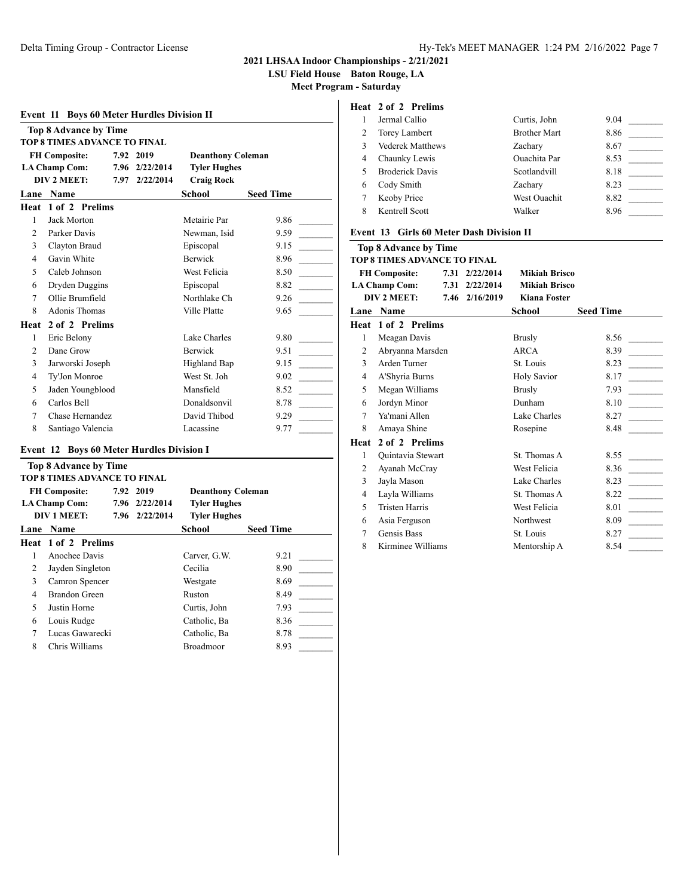**2021 LHSAA Indoor Championships - 2/21/2021**

**LSU Field House Baton Rouge, LA**

**Meet Program - Saturday**

### Event 11 Boys 60 Meter Hurdles Division II

**Top 8 Advance by Time**

**TOP 8 TIMES ADVANCE TO FINAL**

| | | | |
|---|---|---|---|
| **FH Composite:** | 7.92 | 2019 | **Deanthony Coleman** |
| **LA Champ Com:** | 7.96 | 2/22/2014 | **Tyler Hughes** |
| **DIV 2 MEET:** | 7.97 | 2/22/2014 | **Craig Rock** |

| Lane | Name | School | Seed Time | |
|---|---|---|---|---|
| **Heat 1 of 2 Prelims** | | | | |
| 1 | Jack Morton | Metairie Par | 9.86 | _______ |
| 2 | Parker Davis | Newman, Isid | 9.59 | _______ |
| 3 | Clayton Braud | Episcopal | 9.15 | _______ |
| 4 | Gavin White | Berwick | 8.96 | _______ |
| 5 | Caleb Johnson | West Felicia | 8.50 | _______ |
| 6 | Dryden Duggins | Episcopal | 8.82 | _______ |
| 7 | Ollie Brumfield | Northlake Ch | 9.26 | _______ |
| 8 | Adonis Thomas | Ville Platte | 9.65 | _______ |
| **Heat 2 of 2 Prelims** | | | | |
| 1 | Eric Belony | Lake Charles | 9.80 | _______ |
| 2 | Dane Grow | Berwick | 9.51 | _______ |
| 3 | Jarworski Joseph | Highland Bap | 9.15 | _______ |
| 4 | Ty'Jon Monroe | West St. Joh | 9.02 | _______ |
| 5 | Jaden Youngblood | Mansfield | 8.52 | _______ |
| 6 | Carlos Bell | Donaldsonvil | 8.78 | _______ |
| 7 | Chase Hernandez | David Thibod | 9.29 | _______ |
| 8 | Santiago Valencia | Lacassine | 9.77 | _______ |

### Event 12 Boys 60 Meter Hurdles Division I

**Top 8 Advance by Time**

**TOP 8 TIMES ADVANCE TO FINAL**

| | | | |
|---|---|---|---|
| **FH Composite:** | 7.92 | 2019 | **Deanthony Coleman** |
| **LA Champ Com:** | 7.96 | 2/22/2014 | **Tyler Hughes** |
| **DIV 1 MEET:** | 7.96 | 2/22/2014 | **Tyler Hughes** |

| Lane | Name | School | Seed Time | |
|---|---|---|---|---|
| **Heat 1 of 2 Prelims** | | | | |
| 1 | Anochee Davis | Carver, G.W. | 9.21 | _______ |
| 2 | Jayden Singleton | Cecilia | 8.90 | _______ |
| 3 | Camron Spencer | Westgate | 8.69 | _______ |
| 4 | Brandon Green | Ruston | 8.49 | _______ |
| 5 | Justin Horne | Curtis, John | 7.93 | _______ |
| 6 | Louis Rudge | Catholic, Ba | 8.36 | _______ |
| 7 | Lucas Gawarecki | Catholic, Ba | 8.78 | _______ |
| 8 | Chris Williams | Broadmoor | 8.93 | _______ |
| **Heat 2 of 2 Prelims** | | | | |
| 1 | Jermal Callio | Curtis, John | 9.04 | _______ |
| 2 | Torey Lambert | Brother Mart | 8.86 | _______ |
| 3 | Vederek Matthews | Zachary | 8.67 | _______ |
| 4 | Chaunky Lewis | Ouachita Par | 8.53 | _______ |
| 5 | Broderick Davis | Scotlandvill | 8.18 | _______ |
| 6 | Cody Smith | Zachary | 8.23 | _______ |
| 7 | Keoby Price | West Ouachit | 8.82 | _______ |
| 8 | Kentrell Scott | Walker | 8.96 | _______ |

### Event 13 Girls 60 Meter Dash Division II

**Top 8 Advance by Time**

**TOP 8 TIMES ADVANCE TO FINAL**

| | | | |
|---|---|---|---|
| **FH Composite:** | 7.31 | 2/22/2014 | **Mikiah Brisco** |
| **LA Champ Com:** | 7.31 | 2/22/2014 | **Mikiah Brisco** |
| **DIV 2 MEET:** | 7.46 | 2/16/2019 | **Kiana Foster** |

| Lane | Name | School | Seed Time | |
|---|---|---|---|---|
| **Heat 1 of 2 Prelims** | | | | |
| 1 | Meagan Davis | Brusly | 8.56 | _______ |
| 2 | Abryanna Marsden | ARCA | 8.39 | _______ |
| 3 | Arden Turner | St. Louis | 8.23 | _______ |
| 4 | A'Shyria Burns | Holy Savior | 8.17 | _______ |
| 5 | Megan Williams | Brusly | 7.93 | _______ |
| 6 | Jordyn Minor | Dunham | 8.10 | _______ |
| 7 | Ya'mani Allen | Lake Charles | 8.27 | _______ |
| 8 | Amaya Shine | Rosepine | 8.48 | _______ |
| **Heat 2 of 2 Prelims** | | | | |
| 1 | Quintavia Stewart | St. Thomas A | 8.55 | _______ |
| 2 | Ayanah McCray | West Felicia | 8.36 | _______ |
| 3 | Jayla Mason | Lake Charles | 8.23 | _______ |
| 4 | Layla Williams | St. Thomas A | 8.22 | _______ |
| 5 | Tristen Harris | West Felicia | 8.01 | _______ |
| 6 | Asia Ferguson | Northwest | 8.09 | _______ |
| 7 | Gensis Bass | St. Louis | 8.27 | _______ |
| 8 | Kirminee Williams | Mentorship A | 8.54 | _______ |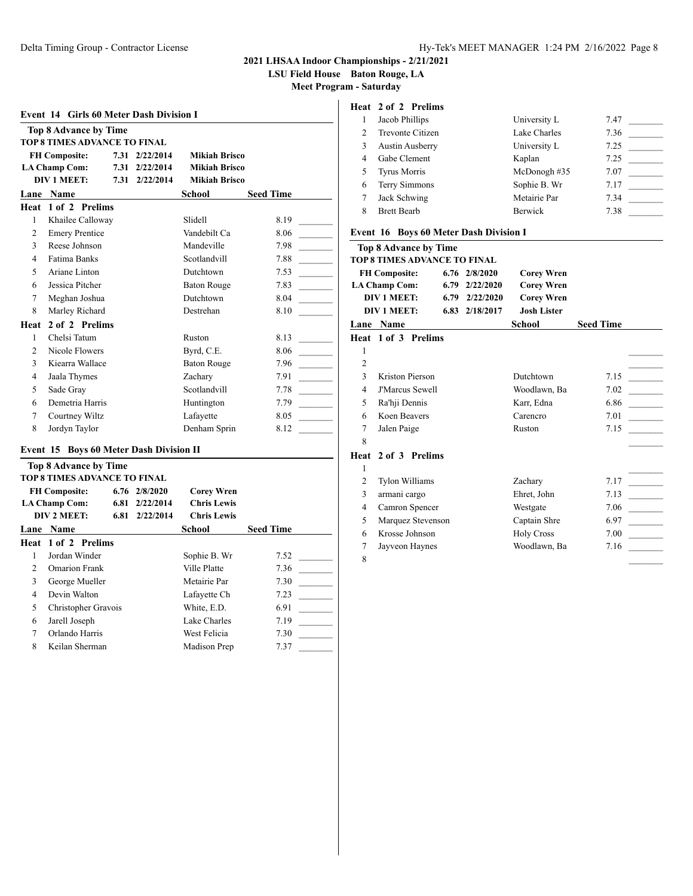# 2021 LHSAA Indoor Championships - 2/21/2021

**LSU Field House Baton Rouge, LA**

**Meet Program - Saturday**

## Event 14 Girls 60 Meter Dash Division I

**Top 8 Advance by Time**

**TOP 8 TIMES ADVANCE TO FINAL**

| | | | |
|---|---|---|---|
| **FH Composite:** | 7.31 | 2/22/2014 | **Mikiah Brisco** |
| **LA Champ Com:** | 7.31 | 2/22/2014 | **Mikiah Brisco** |
| **DIV 1 MEET:** | 7.31 | 2/22/2014 | **Mikiah Brisco** |

| Lane | Name | School | Seed Time | |
|---|---|---|---|---|
| **Heat 1 of 2 Prelims** | | | | |
| 1 | Khailee Calloway | Slidell | 8.19 | _______ |
| 2 | Emery Prentice | Vandebilt Ca | 8.06 | _______ |
| 3 | Reese Johnson | Mandeville | 7.98 | _______ |
| 4 | Fatima Banks | Scotlandvill | 7.88 | _______ |
| 5 | Ariane Linton | Dutchtown | 7.53 | _______ |
| 6 | Jessica Pitcher | Baton Rouge | 7.83 | _______ |
| 7 | Meghan Joshua | Dutchtown | 8.04 | _______ |
| 8 | Marley Richard | Destrehan | 8.10 | _______ |
| **Heat 2 of 2 Prelims** | | | | |
| 1 | Chelsi Tatum | Ruston | 8.13 | _______ |
| 2 | Nicole Flowers | Byrd, C.E. | 8.06 | _______ |
| 3 | Kiearra Wallace | Baton Rouge | 7.96 | _______ |
| 4 | Jaala Thymes | Zachary | 7.91 | _______ |
| 5 | Sade Gray | Scotlandvill | 7.78 | _______ |
| 6 | Demetria Harris | Huntington | 7.79 | _______ |
| 7 | Courtney Wiltz | Lafayette | 8.05 | _______ |
| 8 | Jordyn Taylor | Denham Sprin | 8.12 | _______ |

## Event 15 Boys 60 Meter Dash Division II

**Top 8 Advance by Time**

**TOP 8 TIMES ADVANCE TO FINAL**

| | | | |
|---|---|---|---|
| **FH Composite:** | 6.76 | 2/8/2020 | **Corey Wren** |
| **LA Champ Com:** | 6.81 | 2/22/2014 | **Chris Lewis** |
| **DIV 2 MEET:** | 6.81 | 2/22/2014 | **Chris Lewis** |

| Lane | Name | School | Seed Time | |
|---|---|---|---|---|
| **Heat 1 of 2 Prelims** | | | | |
| 1 | Jordan Winder | Sophie B. Wr | 7.52 | _______ |
| 2 | Omarion Frank | Ville Platte | 7.36 | _______ |
| 3 | George Mueller | Metairie Par | 7.30 | _______ |
| 4 | Devin Walton | Lafayette Ch | 7.23 | _______ |
| 5 | Christopher Gravois | White, E.D. | 6.91 | _______ |
| 6 | Jarell Joseph | Lake Charles | 7.19 | _______ |
| 7 | Orlando Harris | West Felicia | 7.30 | _______ |
| 8 | Keilan Sherman | Madison Prep | 7.37 | _______ |
| **Heat 2 of 2 Prelims** | | | | |
| 1 | Jacob Phillips | University L | 7.47 | _______ |
| 2 | Trevonte Citizen | Lake Charles | 7.36 | _______ |
| 3 | Austin Ausberry | University L | 7.25 | _______ |
| 4 | Gabe Clement | Kaplan | 7.25 | _______ |
| 5 | Tyrus Morris | McDonogh #35 | 7.07 | _______ |
| 6 | Terry Simmons | Sophie B. Wr | 7.17 | _______ |
| 7 | Jack Schwing | Metairie Par | 7.34 | _______ |
| 8 | Brett Bearb | Berwick | 7.38 | _______ |

## Event 16 Boys 60 Meter Dash Division I

**Top 8 Advance by Time**

**TOP 8 TIMES ADVANCE TO FINAL**

| | | | |
|---|---|---|---|
| **FH Composite:** | 6.76 | 2/8/2020 | **Corey Wren** |
| **LA Champ Com:** | 6.79 | 2/22/2020 | **Corey Wren** |
| **DIV 1 MEET:** | 6.79 | 2/22/2020 | **Corey Wren** |
| **DIV 1 MEET:** | 6.83 | 2/18/2017 | **Josh Lister** |

| Lane | Name | School | Seed Time | |
|---|---|---|---|---|
| **Heat 1 of 3 Prelims** | | | | |
| 1 | | | | _______ |
| 2 | | | | _______ |
| 3 | Kriston Pierson | Dutchtown | 7.15 | _______ |
| 4 | J'Marcus Sewell | Woodlawn, Ba | 7.02 | _______ |
| 5 | Ra'hji Dennis | Karr, Edna | 6.86 | _______ |
| 6 | Koen Beavers | Carencro | 7.01 | _______ |
| 7 | Jalen Paige | Ruston | 7.15 | _______ |
| 8 | | | | _______ |
| **Heat 2 of 3 Prelims** | | | | |
| 1 | | | | _______ |
| 2 | Tylon Williams | Zachary | 7.17 | _______ |
| 3 | armani cargo | Ehret, John | 7.13 | _______ |
| 4 | Camron Spencer | Westgate | 7.06 | _______ |
| 5 | Marquez Stevenson | Captain Shre | 6.97 | _______ |
| 6 | Krosse Johnson | Holy Cross | 7.00 | _______ |
| 7 | Jayveon Haynes | Woodlawn, Ba | 7.16 | _______ |
| 8 | | | | _______ |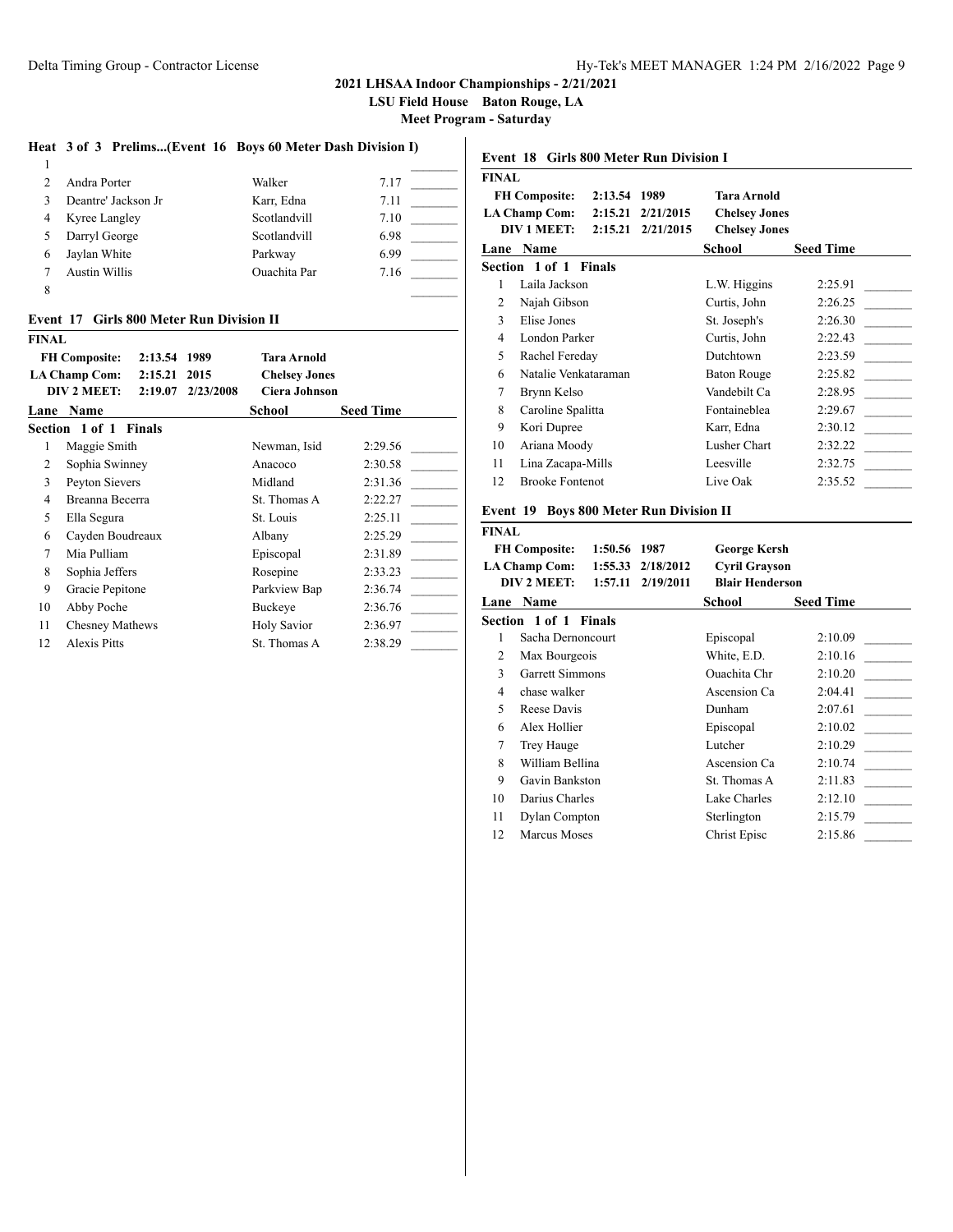## 2021 LHSAA Indoor Championships - 2/21/2021

**LSU Field House Baton Rouge, LA**

**Meet Program - Saturday**

### Heat 3 of 3 Prelims...(Event 16 Boys 60 Meter Dash Division I)

| Lane | Name | School | Seed Time | |
|---|---|---|---|---|
| 1 | | | | ________ |
| 2 | Andra Porter | Walker | 7.17 | ________ |
| 3 | Deantre' Jackson Jr | Karr, Edna | 7.11 | ________ |
| 4 | Kyree Langley | Scotlandvill | 7.10 | ________ |
| 5 | Darryl George | Scotlandvill | 6.98 | ________ |
| 6 | Jaylan White | Parkway | 6.99 | ________ |
| 7 | Austin Willis | Ouachita Par | 7.16 | ________ |
| 8 | | | | ________ |

### Event 17 Girls 800 Meter Run Division II

**FINAL**

| | | | |
|---|---|---|---|
| **FH Composite:** | **2:13.54** | **1989** | **Tara Arnold** |
| **LA Champ Com:** | **2:15.21** | **2015** | **Chelsey Jones** |
| **DIV 2 MEET:** | **2:19.07** | **2/23/2008** | **Ciera Johnson** |

**Section 1 of 1 Finals**

| Lane | Name | School | Seed Time | |
|---|---|---|---|---|
| 1 | Maggie Smith | Newman, Isid | 2:29.56 | ________ |
| 2 | Sophia Swinney | Anacoco | 2:30.58 | ________ |
| 3 | Peyton Sievers | Midland | 2:31.36 | ________ |
| 4 | Breanna Becerra | St. Thomas A | 2:22.27 | ________ |
| 5 | Ella Segura | St. Louis | 2:25.11 | ________ |
| 6 | Cayden Boudreaux | Albany | 2:25.29 | ________ |
| 7 | Mia Pulliam | Episcopal | 2:31.89 | ________ |
| 8 | Sophia Jeffers | Rosepine | 2:33.23 | ________ |
| 9 | Gracie Pepitone | Parkview Bap | 2:36.74 | ________ |
| 10 | Abby Poche | Buckeye | 2:36.76 | ________ |
| 11 | Chesney Mathews | Holy Savior | 2:36.97 | ________ |
| 12 | Alexis Pitts | St. Thomas A | 2:38.29 | ________ |

### Event 18 Girls 800 Meter Run Division I

**FINAL**

| | | | |
|---|---|---|---|
| **FH Composite:** | **2:13.54** | **1989** | **Tara Arnold** |
| **LA Champ Com:** | **2:15.21** | **2/21/2015** | **Chelsey Jones** |
| **DIV 1 MEET:** | **2:15.21** | **2/21/2015** | **Chelsey Jones** |

**Section 1 of 1 Finals**

| Lane | Name | School | Seed Time | |
|---|---|---|---|---|
| 1 | Laila Jackson | L.W. Higgins | 2:25.91 | ________ |
| 2 | Najah Gibson | Curtis, John | 2:26.25 | ________ |
| 3 | Elise Jones | St. Joseph's | 2:26.30 | ________ |
| 4 | London Parker | Curtis, John | 2:22.43 | ________ |
| 5 | Rachel Fereday | Dutchtown | 2:23.59 | ________ |
| 6 | Natalie Venkataraman | Baton Rouge | 2:25.82 | ________ |
| 7 | Brynn Kelso | Vandebilt Ca | 2:28.95 | ________ |
| 8 | Caroline Spalitta | Fontaineblea | 2:29.67 | ________ |
| 9 | Kori Dupree | Karr, Edna | 2:30.12 | ________ |
| 10 | Ariana Moody | Lusher Chart | 2:32.22 | ________ |
| 11 | Lina Zacapa-Mills | Leesville | 2:32.75 | ________ |
| 12 | Brooke Fontenot | Live Oak | 2:35.52 | ________ |

### Event 19 Boys 800 Meter Run Division II

**FINAL**

| | | | |
|---|---|---|---|
| **FH Composite:** | **1:50.56** | **1987** | **George Kersh** |
| **LA Champ Com:** | **1:55.33** | **2/18/2012** | **Cyril Grayson** |
| **DIV 2 MEET:** | **1:57.11** | **2/19/2011** | **Blair Henderson** |

**Section 1 of 1 Finals**

| Lane | Name | School | Seed Time | |
|---|---|---|---|---|
| 1 | Sacha Dernoncourt | Episcopal | 2:10.09 | ________ |
| 2 | Max Bourgeois | White, E.D. | 2:10.16 | ________ |
| 3 | Garrett Simmons | Ouachita Chr | 2:10.20 | ________ |
| 4 | chase walker | Ascension Ca | 2:04.41 | ________ |
| 5 | Reese Davis | Dunham | 2:07.61 | ________ |
| 6 | Alex Hollier | Episcopal | 2:10.02 | ________ |
| 7 | Trey Hauge | Lutcher | 2:10.29 | ________ |
| 8 | William Bellina | Ascension Ca | 2:10.74 | ________ |
| 9 | Gavin Bankston | St. Thomas A | 2:11.83 | ________ |
| 10 | Darius Charles | Lake Charles | 2:12.10 | ________ |
| 11 | Dylan Compton | Sterlington | 2:15.79 | ________ |
| 12 | Marcus Moses | Christ Episc | 2:15.86 | ________ |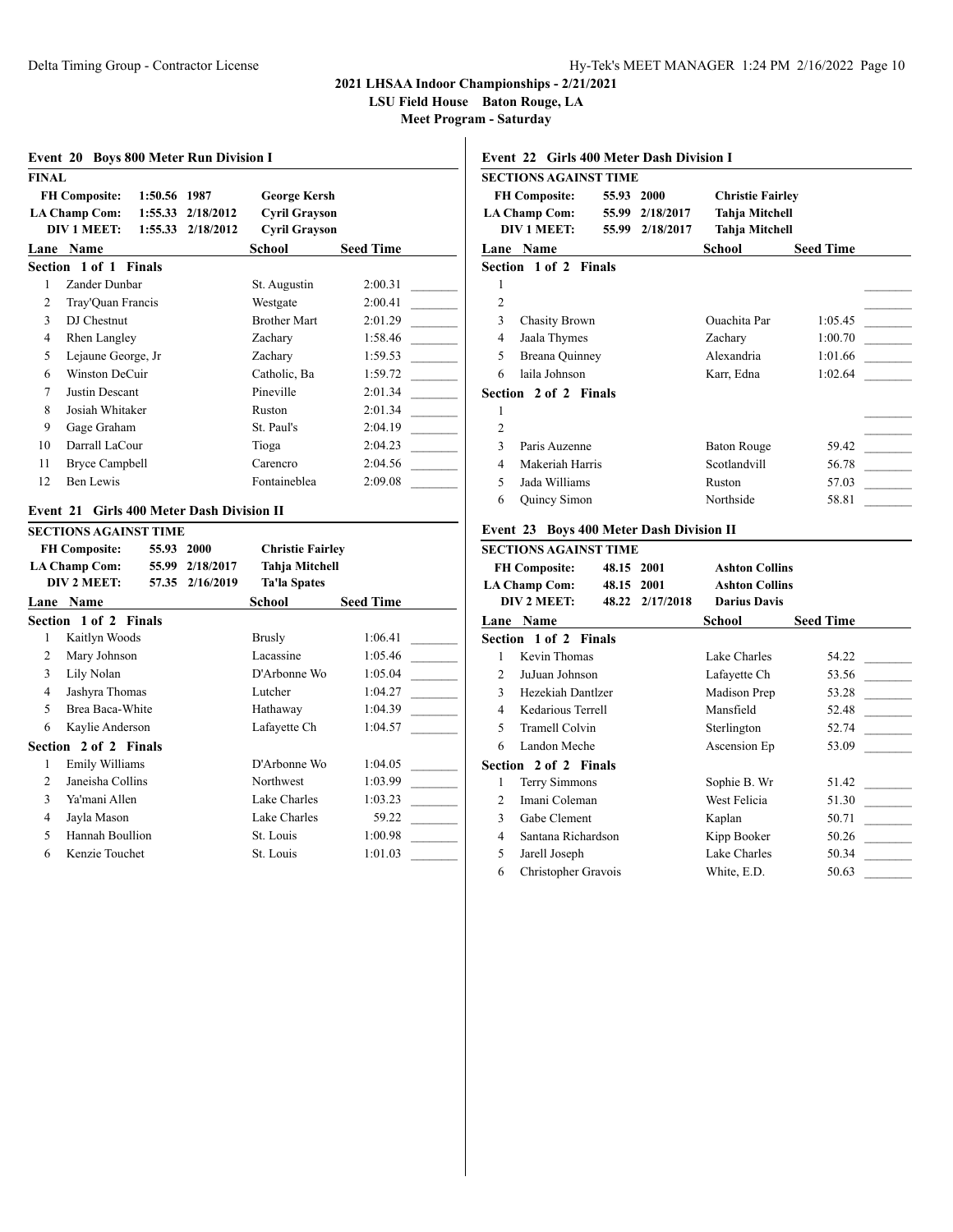**2021 LHSAA Indoor Championships - 2/21/2021**
**LSU Field House Baton Rouge, LA**
**Meet Program - Saturday**

### Event 20 Boys 800 Meter Run Division I

**FINAL**

| | | | |
|---|---|---|---|
| **FH Composite:** | **1:50.56** | **1987** | **George Kersh** |
| **LA Champ Com:** | **1:55.33** | **2/18/2012** | **Cyril Grayson** |
| **DIV 1 MEET:** | **1:55.33** | **2/18/2012** | **Cyril Grayson** |

**Section 1 of 1 Finals**

| Lane | Name | School | Seed Time |
|---|---|---|---|
| 1 | Zander Dunbar | St. Augustin | 2:00.31 |
| 2 | Tray'Quan Francis | Westgate | 2:00.41 |
| 3 | DJ Chestnut | Brother Mart | 2:01.29 |
| 4 | Rhen Langley | Zachary | 1:58.46 |
| 5 | Lejaune George, Jr | Zachary | 1:59.53 |
| 6 | Winston DeCuir | Catholic, Ba | 1:59.72 |
| 7 | Justin Descant | Pineville | 2:01.34 |
| 8 | Josiah Whitaker | Ruston | 2:01.34 |
| 9 | Gage Graham | St. Paul's | 2:04.19 |
| 10 | Darrall LaCour | Tioga | 2:04.23 |
| 11 | Bryce Campbell | Carencro | 2:04.56 |
| 12 | Ben Lewis | Fontaineblea | 2:09.08 |

### Event 21 Girls 400 Meter Dash Division II

**SECTIONS AGAINST TIME**

| | | | |
|---|---|---|---|
| **FH Composite:** | **55.93** | **2000** | **Christie Fairley** |
| **LA Champ Com:** | **55.99** | **2/18/2017** | **Tahja Mitchell** |
| **DIV 2 MEET:** | **57.35** | **2/16/2019** | **Ta'la Spates** |

**Section 1 of 2 Finals**

| Lane | Name | School | Seed Time |
|---|---|---|---|
| 1 | Kaitlyn Woods | Brusly | 1:06.41 |
| 2 | Mary Johnson | Lacassine | 1:05.46 |
| 3 | Lily Nolan | D'Arbonne Wo | 1:05.04 |
| 4 | Jashyra Thomas | Lutcher | 1:04.27 |
| 5 | Brea Baca-White | Hathaway | 1:04.39 |
| 6 | Kaylie Anderson | Lafayette Ch | 1:04.57 |

**Section 2 of 2 Finals**

| Lane | Name | School | Seed Time |
|---|---|---|---|
| 1 | Emily Williams | D'Arbonne Wo | 1:04.05 |
| 2 | Janeisha Collins | Northwest | 1:03.99 |
| 3 | Ya'mani Allen | Lake Charles | 1:03.23 |
| 4 | Jayla Mason | Lake Charles | 59.22 |
| 5 | Hannah Boullion | St. Louis | 1:00.98 |
| 6 | Kenzie Touchet | St. Louis | 1:01.03 |

### Event 22 Girls 400 Meter Dash Division I

**SECTIONS AGAINST TIME**

| | | | |
|---|---|---|---|
| **FH Composite:** | **55.93** | **2000** | **Christie Fairley** |
| **LA Champ Com:** | **55.99** | **2/18/2017** | **Tahja Mitchell** |
| **DIV 1 MEET:** | **55.99** | **2/18/2017** | **Tahja Mitchell** |

**Section 1 of 2 Finals**

| Lane | Name | School | Seed Time |
|---|---|---|---|
| 1 | | | |
| 2 | | | |
| 3 | Chasity Brown | Ouachita Par | 1:05.45 |
| 4 | Jaala Thymes | Zachary | 1:00.70 |
| 5 | Breana Quinney | Alexandria | 1:01.66 |
| 6 | laila Johnson | Karr, Edna | 1:02.64 |

**Section 2 of 2 Finals**

| Lane | Name | School | Seed Time |
|---|---|---|---|
| 1 | | | |
| 2 | | | |
| 3 | Paris Auzenne | Baton Rouge | 59.42 |
| 4 | Makeriah Harris | Scotlandvill | 56.78 |
| 5 | Jada Williams | Ruston | 57.03 |
| 6 | Quincy Simon | Northside | 58.81 |

### Event 23 Boys 400 Meter Dash Division II

**SECTIONS AGAINST TIME**

| | | | |
|---|---|---|---|
| **FH Composite:** | **48.15** | **2001** | **Ashton Collins** |
| **LA Champ Com:** | **48.15** | **2001** | **Ashton Collins** |
| **DIV 2 MEET:** | **48.22** | **2/17/2018** | **Darius Davis** |

**Section 1 of 2 Finals**

| Lane | Name | School | Seed Time |
|---|---|---|---|
| 1 | Kevin Thomas | Lake Charles | 54.22 |
| 2 | JuJuan Johnson | Lafayette Ch | 53.56 |
| 3 | Hezekiah Dantlzer | Madison Prep | 53.28 |
| 4 | Kedarious Terrell | Mansfield | 52.48 |
| 5 | Tramell Colvin | Sterlington | 52.74 |
| 6 | Landon Meche | Ascension Ep | 53.09 |

**Section 2 of 2 Finals**

| Lane | Name | School | Seed Time |
|---|---|---|---|
| 1 | Terry Simmons | Sophie B. Wr | 51.42 |
| 2 | Imani Coleman | West Felicia | 51.30 |
| 3 | Gabe Clement | Kaplan | 50.71 |
| 4 | Santana Richardson | Kipp Booker | 50.26 |
| 5 | Jarell Joseph | Lake Charles | 50.34 |
| 6 | Christopher Gravois | White, E.D. | 50.63 |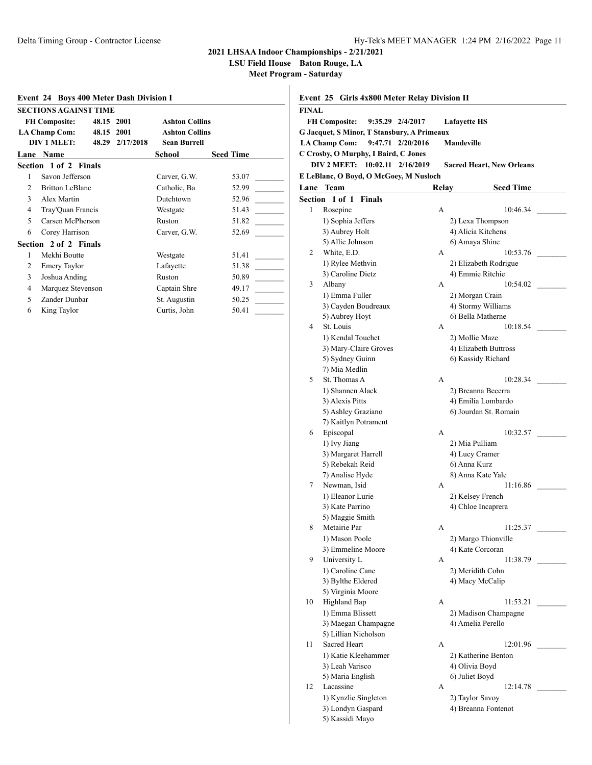## 2021 LHSAA Indoor Championships - 2/21/2021

**LSU Field House Baton Rouge, LA**

**Meet Program - Saturday**

### Event 24 Boys 400 Meter Dash Division I

**SECTIONS AGAINST TIME**

| | | | |
|---|---|---|---|
| **FH Composite:** | **48.15** | **2001** | **Ashton Collins** |
| **LA Champ Com:** | **48.15** | **2001** | **Ashton Collins** |
| **DIV 1 MEET:** | **48.29** | **2/17/2018** | **Sean Burrell** |

| Lane | Name | School | Seed Time | |
|---|---|---|---|---|
| **Section 1 of 2 Finals** | | | | |
| 1 | Savon Jefferson | Carver, G.W. | 53.07 | _______ |
| 2 | Britton LeBlanc | Catholic, Ba | 52.99 | _______ |
| 3 | Alex Martin | Dutchtown | 52.96 | _______ |
| 4 | Tray'Quan Francis | Westgate | 51.43 | _______ |
| 5 | Carsen McPherson | Ruston | 51.82 | _______ |
| 6 | Corey Harrison | Carver, G.W. | 52.69 | _______ |
| **Section 2 of 2 Finals** | | | | |
| 1 | Mekhi Boutte | Westgate | 51.41 | _______ |
| 2 | Emery Taylor | Lafayette | 51.38 | _______ |
| 3 | Joshua Anding | Ruston | 50.89 | _______ |
| 4 | Marquez Stevenson | Captain Shre | 49.17 | _______ |
| 5 | Zander Dunbar | St. Augustin | 50.25 | _______ |
| 6 | King Taylor | Curtis, John | 50.41 | _______ |

### Event 25 Girls 4x800 Meter Relay Division II

**FINAL**

**FH Composite:** 9:35.29 2/4/2017 **Lafayette HS**
**G Jacquet, S Minor, T Stansbury, A Primeaux**

**LA Champ Com:** 9:47.71 2/20/2016 **Mandeville**
**C Crosby, O Murphy, I Baird, C Jones**

**DIV 2 MEET:** 10:02.11 2/16/2019 **Sacred Heart, New Orleans**
**E LeBlanc, O Boyd, O McGoey, M Nusloch**

| Lane | Team | Relay | Seed Time | |
|---|---|---|---|---|
| **Section 1 of 1 Finals** | | | | |
| 1 | Rosepine | A | 10:46.34 | _______ |
| | 1) Sophia Jeffers | 2) Lexa Thompson | | |
| | 3) Aubrey Holt | 4) Alicia Kitchens | | |
| | 5) Allie Johnson | 6) Amaya Shine | | |
| 2 | White, E.D. | A | 10:53.76 | _______ |
| | 1) Rylee Methvin | 2) Elizabeth Rodrigue | | |
| | 3) Caroline Dietz | 4) Emmie Ritchie | | |
| 3 | Albany | A | 10:54.02 | _______ |
| | 1) Emma Fuller | 2) Morgan Crain | | |
| | 3) Cayden Boudreaux | 4) Stormy Williams | | |
| | 5) Aubrey Hoyt | 6) Bella Matherne | | |
| 4 | St. Louis | A | 10:18.54 | _______ |
| | 1) Kendal Touchet | 2) Mollie Maze | | |
| | 3) Mary-Claire Groves | 4) Elizabeth Buttross | | |
| | 5) Sydney Guinn | 6) Kassidy Richard | | |
| | 7) Mia Medlin | | | |
| 5 | St. Thomas A | A | 10:28.34 | _______ |
| | 1) Shannen Alack | 2) Breanna Becerra | | |
| | 3) Alexis Pitts | 4) Emilia Lombardo | | |
| | 5) Ashley Graziano | 6) Jourdan St. Romain | | |
| | 7) Kaitlyn Potrament | | | |
| 6 | Episcopal | A | 10:32.57 | _______ |
| | 1) Ivy Jiang | 2) Mia Pulliam | | |
| | 3) Margaret Harrell | 4) Lucy Cramer | | |
| | 5) Rebekah Reid | 6) Anna Kurz | | |
| | 7) Analise Hyde | 8) Anna Kate Yale | | |
| 7 | Newman, Isid | A | 11:16.86 | _______ |
| | 1) Eleanor Lurie | 2) Kelsey French | | |
| | 3) Kate Parrino | 4) Chloe Incaprera | | |
| | 5) Maggie Smith | | | |
| 8 | Metairie Par | A | 11:25.37 | _______ |
| | 1) Mason Poole | 2) Margo Thionville | | |
| | 3) Emmeline Moore | 4) Kate Corcoran | | |
| 9 | University L | A | 11:38.79 | _______ |
| | 1) Caroline Cane | 2) Meriditth Cohn | | |
| | 3) Bylthe Eldered | 4) Macy McCalip | | |
| | 5) Virginia Moore | | | |
| 10 | Highland Bap | A | 11:53.21 | _______ |
| | 1) Emma Blissett | 2) Madison Champagne | | |
| | 3) Maegan Champagne | 4) Amelia Perello | | |
| | 5) Lillian Nicholson | | | |
| 11 | Sacred Heart | A | 12:01.96 | _______ |
| | 1) Katie Kleehammer | 2) Katherine Benton | | |
| | 3) Leah Varisco | 4) Olivia Boyd | | |
| | 5) Maria English | 6) Juliet Boyd | | |
| 12 | Lacassine | A | 12:14.78 | _______ |
| | 1) Kynzlie Singleton | 2) Taylor Savoy | | |
| | 3) Londyn Gaspard | 4) Breanna Fontenot | | |
| | 5) Kassidi Mayo | | | |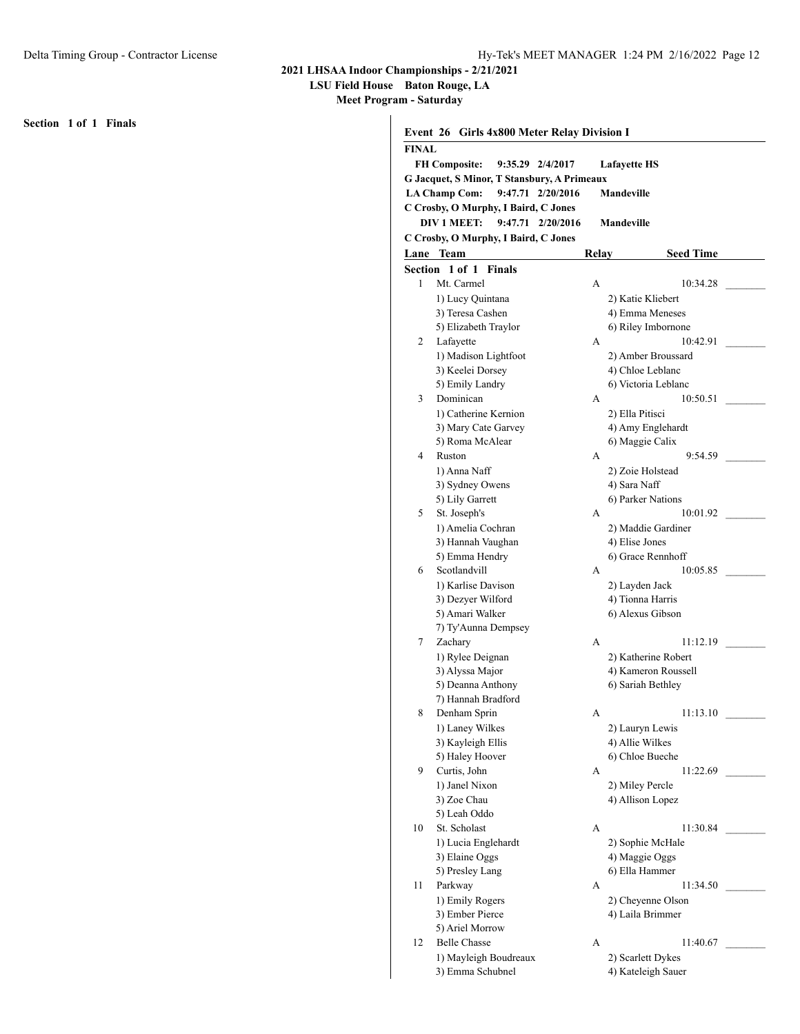## 2021 LHSAA Indoor Championships - 2/21/2021

**LSU Field House Baton Rouge, LA**

**Meet Program - Saturday**

**Section 1 of 1 Finals**

### Event 26 Girls 4x800 Meter Relay Division I

**FINAL**

**FH Composite: 9:35.29 2/4/2017 Lafayette HS**
**G Jacquet, S Minor, T Stansbury, A Primeaux**
**LA Champ Com: 9:47.71 2/20/2016 Mandeville**
**C Crosby, O Murphy, I Baird, C Jones**
**DIV 1 MEET: 9:47.71 2/20/2016 Mandeville**
**C Crosby, O Murphy, I Baird, C Jones**

**Section 1 of 1 Finals**

| Lane | Team | Relay | Seed Time | |
|---|---|---|---|---|
| 1 | Mt. Carmel | A | 10:34.28 | _______ |
| | 1) Lucy Quintana | 2) Katie Kliebert | | |
| | 3) Teresa Cashen | 4) Emma Meneses | | |
| | 5) Elizabeth Traylor | 6) Riley Imbornone | | |
| 2 | Lafayette | A | 10:42.91 | _______ |
| | 1) Madison Lightfoot | 2) Amber Broussard | | |
| | 3) Keelei Dorsey | 4) Chloe Leblanc | | |
| | 5) Emily Landry | 6) Victoria Leblanc | | |
| 3 | Dominican | A | 10:50.51 | _______ |
| | 1) Catherine Kernion | 2) Ella Pitisci | | |
| | 3) Mary Cate Garvey | 4) Amy Englehardt | | |
| | 5) Roma McAlear | 6) Maggie Calix | | |
| 4 | Ruston | A | 9:54.59 | _______ |
| | 1) Anna Naff | 2) Zoie Holstead | | |
| | 3) Sydney Owens | 4) Sara Naff | | |
| | 5) Lily Garrett | 6) Parker Nations | | |
| 5 | St. Joseph's | A | 10:01.92 | _______ |
| | 1) Amelia Cochran | 2) Maddie Gardiner | | |
| | 3) Hannah Vaughan | 4) Elise Jones | | |
| | 5) Emma Hendry | 6) Grace Rennhoff | | |
| 6 | Scotlandvill | A | 10:05.85 | _______ |
| | 1) Karlise Davison | 2) Layden Jack | | |
| | 3) Dezyer Wilford | 4) Tionna Harris | | |
| | 5) Amari Walker | 6) Alexus Gibson | | |
| | 7) Ty'Aunna Dempsey | | | |
| 7 | Zachary | A | 11:12.19 | _______ |
| | 1) Rylee Deignan | 2) Katherine Robert | | |
| | 3) Alyssa Major | 4) Kameron Roussell | | |
| | 5) Deanna Anthony | 6) Sariah Bethley | | |
| | 7) Hannah Bradford | | | |
| 8 | Denham Sprin | A | 11:13.10 | _______ |
| | 1) Laney Wilkes | 2) Lauryn Lewis | | |
| | 3) Kayleigh Ellis | 4) Allie Wilkes | | |
| | 5) Haley Hoover | 6) Chloe Bueche | | |
| 9 | Curtis, John | A | 11:22.69 | _______ |
| | 1) Janel Nixon | 2) Miley Percle | | |
| | 3) Zoe Chau | 4) Allison Lopez | | |
| | 5) Leah Oddo | | | |
| 10 | St. Scholast | A | 11:30.84 | _______ |
| | 1) Lucia Englehardt | 2) Sophie McHale | | |
| | 3) Elaine Oggs | 4) Maggie Oggs | | |
| | 5) Presley Lang | 6) Ella Hammer | | |
| 11 | Parkway | A | 11:34.50 | _______ |
| | 1) Emily Rogers | 2) Cheyenne Olson | | |
| | 3) Ember Pierce | 4) Laila Brimmer | | |
| | 5) Ariel Morrow | | | |
| 12 | Belle Chasse | A | 11:40.67 | _______ |
| | 1) Mayleigh Boudreaux | 2) Scarlett Dykes | | |
| | 3) Emma Schubnel | 4) Kateleigh Sauer | | |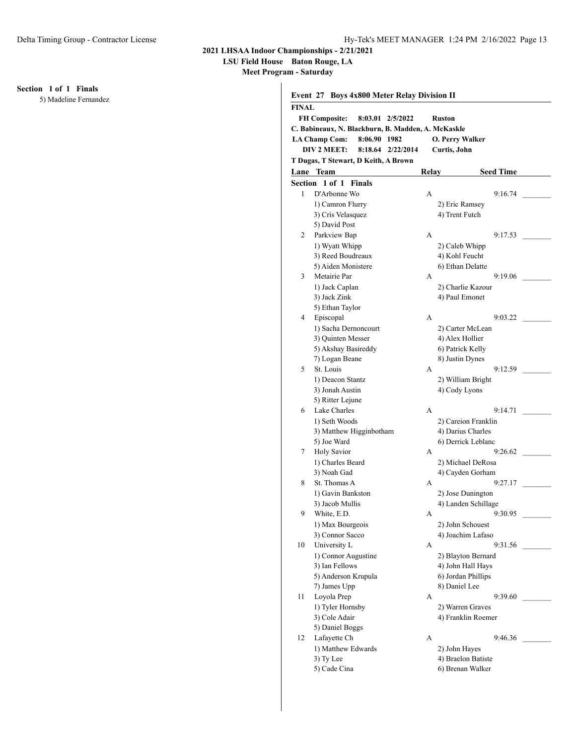**Section 1 of 1 Finals**

5) Madeline Fernandez

## Event 27 Boys 4x800 Meter Relay Division II

**FINAL**

**FH Composite: 8:03.01 2/5/2022 Ruston**
**C. Babineaux, N. Blackburn, B. Madden, A. McKaskle**
**LA Champ Com: 8:06.90 1982 O. Perry Walker**
**DIV 2 MEET: 8:18.64 2/22/2014 Curtis, John**
**T Dugas, T Stewart, D Keith, A Brown**

| Lane | Team | Relay | Seed Time | |
|---|---|---|---|---|
| **Section 1 of 1 Finals** | | | | |
| 1 | D'Arbonne Wo | A | 9:16.74 | _______ |
| | 1) Camron Flurry | 2) Eric Ramsey | | |
| | 3) Cris Velasquez | 4) Trent Futch | | |
| | 5) David Post | | | |
| 2 | Parkview Bap | A | 9:17.53 | _______ |
| | 1) Wyatt Whipp | 2) Caleb Whipp | | |
| | 3) Reed Boudreaux | 4) Kohl Feucht | | |
| | 5) Aiden Monistere | 6) Ethan Delatte | | |
| 3 | Metairie Par | A | 9:19.06 | _______ |
| | 1) Jack Caplan | 2) Charlie Kazour | | |
| | 3) Jack Zink | 4) Paul Emonet | | |
| | 5) Ethan Taylor | | | |
| 4 | Episcopal | A | 9:03.22 | _______ |
| | 1) Sacha Dernoncourt | 2) Carter McLean | | |
| | 3) Quinten Messer | 4) Alex Hollier | | |
| | 5) Akshay Basireddy | 6) Patrick Kelly | | |
| | 7) Logan Beane | 8) Justin Dynes | | |
| 5 | St. Louis | A | 9:12.59 | _______ |
| | 1) Deacon Stantz | 2) William Bright | | |
| | 3) Jonah Austin | 4) Cody Lyons | | |
| | 5) Ritter Lejune | | | |
| 6 | Lake Charles | A | 9:14.71 | _______ |
| | 1) Seth Woods | 2) Careion Franklin | | |
| | 3) Matthew Higginbotham | 4) Darius Charles | | |
| | 5) Joe Ward | 6) Derrick Leblanc | | |
| 7 | Holy Savior | A | 9:26.62 | _______ |
| | 1) Charles Beard | 2) Michael DeRosa | | |
| | 3) Noah Gad | 4) Cayden Gorham | | |
| 8 | St. Thomas A | A | 9:27.17 | _______ |
| | 1) Gavin Bankston | 2) Jose Dunington | | |
| | 3) Jacob Mullis | 4) Landen Schillage | | |
| 9 | White, E.D. | A | 9:30.95 | _______ |
| | 1) Max Bourgeois | 2) John Schouest | | |
| | 3) Connor Sacco | 4) Joachim Lafaso | | |
| 10 | University L | A | 9:31.56 | _______ |
| | 1) Connor Augustine | 2) Blayton Bernard | | |
| | 3) Ian Fellows | 4) John Hall Hays | | |
| | 5) Anderson Krupula | 6) Jordan Phillips | | |
| | 7) James Upp | 8) Daniel Lee | | |
| 11 | Loyola Prep | A | 9:39.60 | _______ |
| | 1) Tyler Hornsby | 2) Warren Graves | | |
| | 3) Cole Adair | 4) Franklin Roemer | | |
| | 5) Daniel Boggs | | | |
| 12 | Lafayette Ch | A | 9:46.36 | _______ |
| | 1) Matthew Edwards | 2) John Hayes | | |
| | 3) Ty Lee | 4) Braelon Batiste | | |
| | 5) Cade Cina | 6) Brenan Walker | | |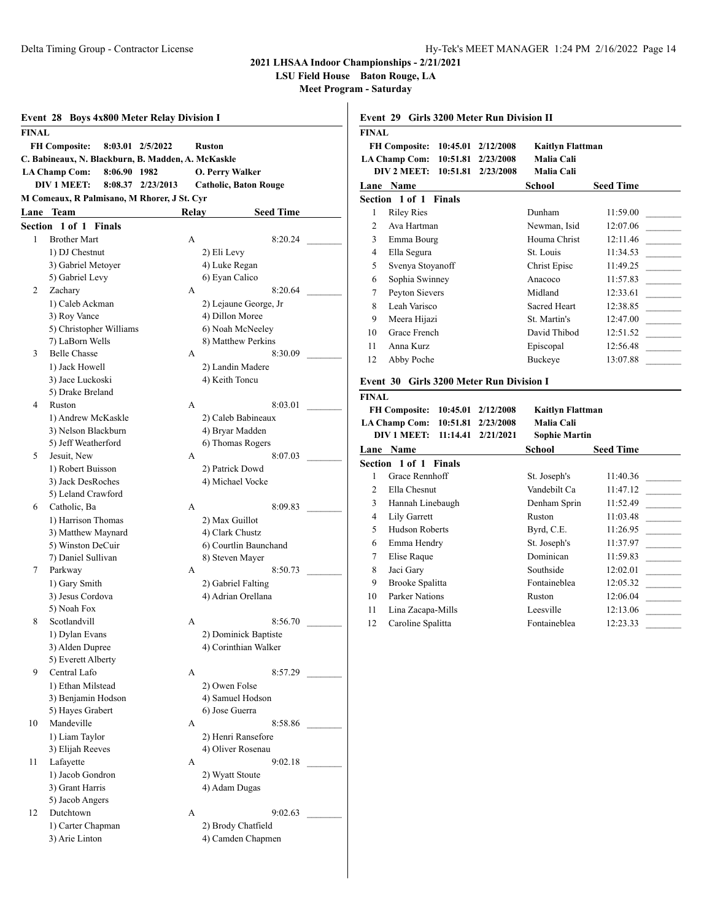# 2021 LHSAA Indoor Championships - 2/21/2021

**LSU Field House Baton Rouge, LA**

**Meet Program - Saturday**

## Event 28 Boys 4x800 Meter Relay Division I

**FINAL**

**FH Composite:** 8:03.01 2/5/2022 **Ruston**
**C. Babineaux, N. Blackburn, B. Madden, A. McKaskle**
**LA Champ Com:** 8:06.90 1982 **O. Perry Walker**
**DIV 1 MEET:** 8:08.37 2/23/2013 **Catholic, Baton Rouge**
**M Comeaux, R Palmisano, M Rhorer, J St. Cyr**

| Lane | Team | Relay | Seed Time |
|---|---|---|---|
| **Section 1 of 1 Finals** | | | |
| 1 | Brother Mart | A | 8:20.24 |
| | 1) DJ Chestnut | 2) Eli Levy | |
| | 3) Gabriel Metoyer | 4) Luke Regan | |
| | 5) Gabriel Levy | 6) Eyan Calico | |
| 2 | Zachary | A | 8:20.64 |
| | 1) Caleb Ackman | 2) Lejaune George, Jr | |
| | 3) Roy Vance | 4) Dillon Moree | |
| | 5) Christopher Williams | 6) Noah McNeeley | |
| | 7) LaBorn Wells | 8) Matthew Perkins | |
| 3 | Belle Chasse | A | 8:30.09 |
| | 1) Jack Howell | 2) Landin Madere | |
| | 3) Jace Luckoski | 4) Keith Toncu | |
| | 5) Drake Breland | | |
| 4 | Ruston | A | 8:03.01 |
| | 1) Andrew McKaskle | 2) Caleb Babineaux | |
| | 3) Nelson Blackburn | 4) Bryar Madden | |
| | 5) Jeff Weatherford | 6) Thomas Rogers | |
| 5 | Jesuit, New | A | 8:07.03 |
| | 1) Robert Buisson | 2) Patrick Dowd | |
| | 3) Jack DesRoches | 4) Michael Vocke | |
| | 5) Leland Crawford | | |
| 6 | Catholic, Ba | A | 8:09.83 |
| | 1) Harrison Thomas | 2) Max Guillot | |
| | 3) Matthew Maynard | 4) Clark Chustz | |
| | 5) Winston DeCuir | 6) Courtlin Baunchand | |
| | 7) Daniel Sullivan | 8) Steven Mayer | |
| 7 | Parkway | A | 8:50.73 |
| | 1) Gary Smith | 2) Gabriel Falting | |
| | 3) Jesus Cordova | 4) Adrian Orellana | |
| | 5) Noah Fox | | |
| 8 | Scotlandvill | A | 8:56.70 |
| | 1) Dylan Evans | 2) Dominick Baptiste | |
| | 3) Alden Dupree | 4) Corinthian Walker | |
| | 5) Everett Alberty | | |
| 9 | Central Lafo | A | 8:57.29 |
| | 1) Ethan Milstead | 2) Owen Folse | |
| | 3) Benjamin Hodson | 4) Samuel Hodson | |
| | 5) Hayes Grabert | 6) Jose Guerra | |
| 10 | Mandeville | A | 8:58.86 |
| | 1) Liam Taylor | 2) Henri Ransefore | |
| | 3) Elijah Reeves | 4) Oliver Rosenau | |
| 11 | Lafayette | A | 9:02.18 |
| | 1) Jacob Gondron | 2) Wyatt Stoute | |
| | 3) Grant Harris | 4) Adam Dugas | |
| | 5) Jacob Angers | | |
| 12 | Dutchtown | A | 9:02.63 |
| | 1) Carter Chapman | 2) Brody Chatfield | |
| | 3) Arie Linton | 4) Camden Chapmen | |

## Event 29 Girls 3200 Meter Run Division II

**FINAL**

**FH Composite:** 10:45.01 2/12/2008 **Kaitlyn Flattman**
**LA Champ Com:** 10:51.81 2/23/2008 **Malia Cali**
**DIV 2 MEET:** 10:51.81 2/23/2008 **Malia Cali**

| Lane | Name | School | Seed Time |
|---|---|---|---|
| **Section 1 of 1 Finals** | | | |
| 1 | Riley Ries | Dunham | 11:59.00 |
| 2 | Ava Hartman | Newman, Isid | 12:07.06 |
| 3 | Emma Bourg | Houma Christ | 12:11.46 |
| 4 | Ella Segura | St. Louis | 11:34.53 |
| 5 | Svenya Stoyanoff | Christ Episc | 11:49.25 |
| 6 | Sophia Swinney | Anacoco | 11:57.83 |
| 7 | Peyton Sievers | Midland | 12:33.61 |
| 8 | Leah Varisco | Sacred Heart | 12:38.85 |
| 9 | Meera Hijazi | St. Martin's | 12:47.00 |
| 10 | Grace French | David Thibod | 12:51.52 |
| 11 | Anna Kurz | Episcopal | 12:56.48 |
| 12 | Abby Poche | Buckeye | 13:07.88 |

## Event 30 Girls 3200 Meter Run Division I

**FINAL**

**FH Composite:** 10:45.01 2/12/2008 **Kaitlyn Flattman**
**LA Champ Com:** 10:51.81 2/23/2008 **Malia Cali**
**DIV 1 MEET:** 11:14.41 2/21/2021 **Sophie Martin**

| Lane | Name | School | Seed Time |
|---|---|---|---|
| **Section 1 of 1 Finals** | | | |
| 1 | Grace Rennhoff | St. Joseph's | 11:40.36 |
| 2 | Ella Chesnut | Vandebilt Ca | 11:47.12 |
| 3 | Hannah Linebaugh | Denham Sprin | 11:52.49 |
| 4 | Lily Garrett | Ruston | 11:03.48 |
| 5 | Hudson Roberts | Byrd, C.E. | 11:26.95 |
| 6 | Emma Hendry | St. Joseph's | 11:37.97 |
| 7 | Elise Raque | Dominican | 11:59.83 |
| 8 | Jaci Gary | Southside | 12:02.01 |
| 9 | Brooke Spalitta | Fontaineblea | 12:05.32 |
| 10 | Parker Nations | Ruston | 12:06.04 |
| 11 | Lina Zacapa-Mills | Leesville | 12:13.06 |
| 12 | Caroline Spalitta | Fontaineblea | 12:23.33 |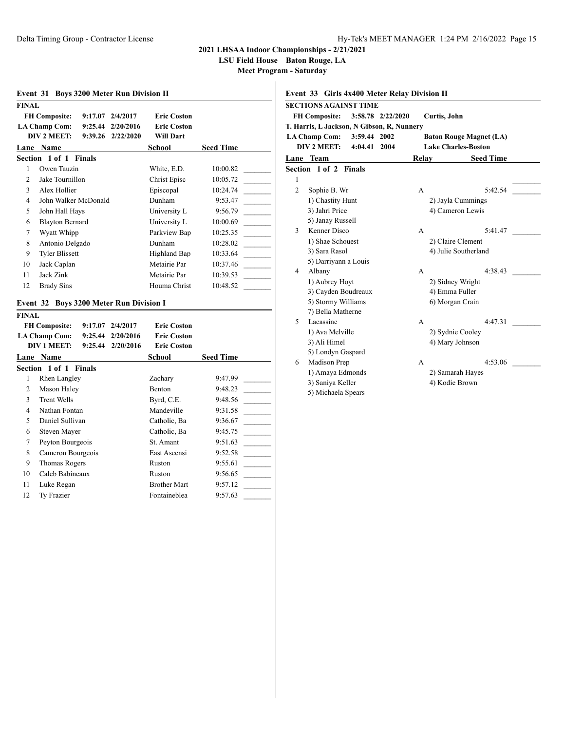2021 LHSAA Indoor Championships - 2/21/2021

LSU Field House Baton Rouge, LA

Meet Program - Saturday

## Event 31 Boys 3200 Meter Run Division II

**FINAL**

| | | | |
|---|---|---|---|
| FH Composite: | 9:17.07 | 2/4/2017 | Eric Coston |
| LA Champ Com: | 9:25.44 | 2/20/2016 | Eric Coston |
| DIV 2 MEET: | 9:39.26 | 2/22/2020 | Will Dart |

**Section 1 of 1 Finals**

| Lane | Name | School | Seed Time | |
|---|---|---|---|---|
| 1 | Owen Tauzin | White, E.D. | 10:00.82 | _______ |
| 2 | Jake Tournillon | Christ Episc | 10:05.72 | _______ |
| 3 | Alex Hollier | Episcopal | 10:24.74 | _______ |
| 4 | John Walker McDonald | Dunham | 9:53.47 | _______ |
| 5 | John Hall Hays | University L | 9:56.79 | _______ |
| 6 | Blayton Bernard | University L | 10:00.69 | _______ |
| 7 | Wyatt Whipp | Parkview Bap | 10:25.35 | _______ |
| 8 | Antonio Delgado | Dunham | 10:28.02 | _______ |
| 9 | Tyler Blissett | Highland Bap | 10:33.64 | _______ |
| 10 | Jack Caplan | Metairie Par | 10:37.46 | _______ |
| 11 | Jack Zink | Metairie Par | 10:39.53 | _______ |
| 12 | Brady Sins | Houma Christ | 10:48.52 | _______ |

## Event 32 Boys 3200 Meter Run Division I

**FINAL**

| | | | |
|---|---|---|---|
| FH Composite: | 9:17.07 | 2/4/2017 | Eric Coston |
| LA Champ Com: | 9:25.44 | 2/20/2016 | Eric Coston |
| DIV 1 MEET: | 9:25.44 | 2/20/2016 | Eric Coston |

**Section 1 of 1 Finals**

| Lane | Name | School | Seed Time | |
|---|---|---|---|---|
| 1 | Rhen Langley | Zachary | 9:47.99 | _______ |
| 2 | Mason Haley | Benton | 9:48.23 | _______ |
| 3 | Trent Wells | Byrd, C.E. | 9:48.56 | _______ |
| 4 | Nathan Fontan | Mandeville | 9:31.58 | _______ |
| 5 | Daniel Sullivan | Catholic, Ba | 9:36.67 | _______ |
| 6 | Steven Mayer | Catholic, Ba | 9:45.75 | _______ |
| 7 | Peyton Bourgeois | St. Amant | 9:51.63 | _______ |
| 8 | Cameron Bourgeois | East Ascensi | 9:52.58 | _______ |
| 9 | Thomas Rogers | Ruston | 9:55.61 | _______ |
| 10 | Caleb Babineaux | Ruston | 9:56.65 | _______ |
| 11 | Luke Regan | Brother Mart | 9:57.12 | _______ |
| 12 | Ty Frazier | Fontainebleа | 9:57.63 | _______ |

## Event 33 Girls 4x400 Meter Relay Division II

**SECTIONS AGAINST TIME**

| | | | |
|---|---|---|---|
| FH Composite: | 3:58.78 | 2/22/2020 | Curtis, John |
| T. Harris, L Jackson, N Gibson, R, Nunnery | | | |
| LA Champ Com: | 3:59.44 | 2002 | Baton Rouge Magnet (LA) |
| DIV 2 MEET: | 4:04.41 | 2004 | Lake Charles-Boston |

**Section 1 of 2 Finals**

| Lane | Team | Relay | Seed Time | |
|---|---|---|---|---|
| 1 | | | | _______ |
| 2 | Sophie B. Wr | A | 5:42.54 | _______ |
| | 1) Chastity Hunt | 2) Jayla Cummings | | |
| | 3) Jahri Price | 4) Cameron Lewis | | |
| | 5) Janay Russell | | | |
| 3 | Kenner Disco | A | 5:41.47 | _______ |
| | 1) Shae Schouest | 2) Claire Clement | | |
| | 3) Sara Rasol | 4) Julie Southerland | | |
| | 5) Darriyann a Louis | | | |
| 4 | Albany | A | 4:38.43 | _______ |
| | 1) Aubrey Hoyt | 2) Sidney Wright | | |
| | 3) Cayden Boudreaux | 4) Emma Fuller | | |
| | 5) Stormy Williams | 6) Morgan Crain | | |
| | 7) Bella Matherne | | | |
| 5 | Lacassine | A | 4:47.31 | _______ |
| | 1) Ava Melville | 2) Sydnie Cooley | | |
| | 3) Ali Himel | 4) Mary Johnson | | |
| | 5) Londyn Gaspard | | | |
| 6 | Madison Prep | A | 4:53.06 | _______ |
| | 1) Amaya Edmonds | 2) Samarah Hayes | | |
| | 3) Saniya Keller | 4) Kodie Brown | | |
| | 5) Michaela Spears | | | |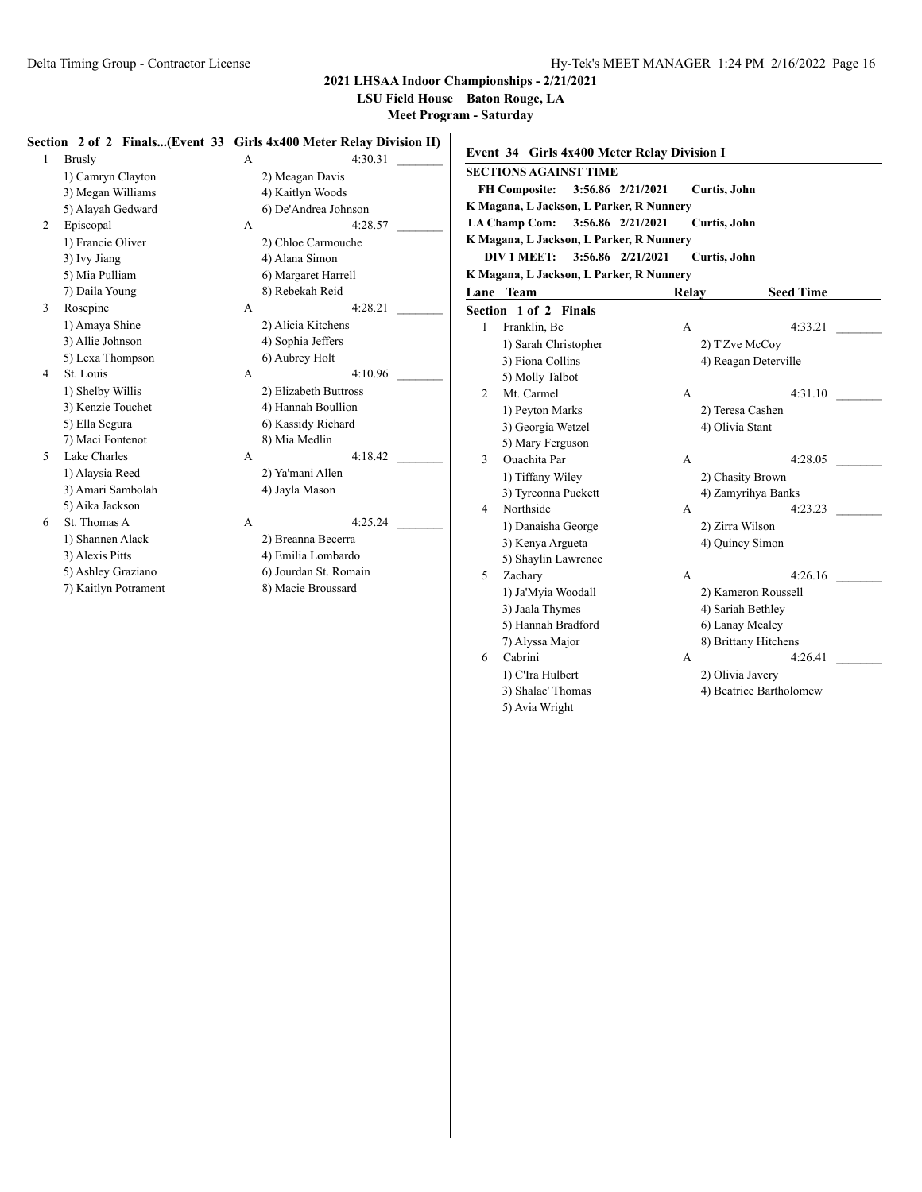**Section 2 of 2 Finals...(Event 33 Girls 4x400 Meter Relay Division II)**

| Lane | Team | Relay | Seed Time | |
|---|---|---|---|---|
| 1 | Brusly | A | 4:30.31 | _______ |
| | 1) Camryn Clayton | 2) Meagan Davis | | |
| | 3) Megan Williams | 4) Kaitlyn Woods | | |
| | 5) Alayah Gedward | 6) De'Andrea Johnson | | |
| 2 | Episcopal | A | 4:28.57 | _______ |
| | 1) Francie Oliver | 2) Chloe Carmouche | | |
| | 3) Ivy Jiang | 4) Alana Simon | | |
| | 5) Mia Pulliam | 6) Margaret Harrell | | |
| | 7) Daila Young | 8) Rebekah Reid | | |
| 3 | Rosepine | A | 4:28.21 | _______ |
| | 1) Amaya Shine | 2) Alicia Kitchens | | |
| | 3) Allie Johnson | 4) Sophia Jeffers | | |
| | 5) Lexa Thompson | 6) Aubrey Holt | | |
| 4 | St. Louis | A | 4:10.96 | _______ |
| | 1) Shelby Willis | 2) Elizabeth Buttross | | |
| | 3) Kenzie Touchet | 4) Hannah Boullion | | |
| | 5) Ella Segura | 6) Kassidy Richard | | |
| | 7) Maci Fontenot | 8) Mia Medlin | | |
| 5 | Lake Charles | A | 4:18.42 | _______ |
| | 1) Alaysia Reed | 2) Ya'mani Allen | | |
| | 3) Amari Sambolah | 4) Jayla Mason | | |
| | 5) Aika Jackson | | | |
| 6 | St. Thomas A | A | 4:25.24 | _______ |
| | 1) Shannen Alack | 2) Breanna Becerra | | |
| | 3) Alexis Pitts | 4) Emilia Lombardo | | |
| | 5) Ashley Graziano | 6) Jourdan St. Romain | | |
| | 7) Kaitlyn Potrament | 8) Macie Broussard | | |

## Event 34 Girls 4x400 Meter Relay Division I

**SECTIONS AGAINST TIME**

**FH Composite: 3:56.86 2/21/2021 Curtis, John**
**K Magana, L Jackson, L Parker, R Nunnery**
**LA Champ Com: 3:56.86 2/21/2021 Curtis, John**
**K Magana, L Jackson, L Parker, R Nunnery**
**DIV 1 MEET: 3:56.86 2/21/2021 Curtis, John**
**K Magana, L Jackson, L Parker, R Nunnery**

**Section 1 of 2 Finals**

| Lane | Team | Relay | Seed Time | |
|---|---|---|---|---|
| 1 | Franklin, Be | A | 4:33.21 | _______ |
| | 1) Sarah Christopher | 2) T'Zve McCoy | | |
| | 3) Fiona Collins | 4) Reagan Deterville | | |
| | 5) Molly Talbot | | | |
| 2 | Mt. Carmel | A | 4:31.10 | _______ |
| | 1) Peyton Marks | 2) Teresa Cashen | | |
| | 3) Georgia Wetzel | 4) Olivia Stant | | |
| | 5) Mary Ferguson | | | |
| 3 | Ouachita Par | A | 4:28.05 | _______ |
| | 1) Tiffany Wiley | 2) Chasity Brown | | |
| | 3) Tyreonna Puckett | 4) Zamyrihya Banks | | |
| 4 | Northside | A | 4:23.23 | _______ |
| | 1) Danaisha George | 2) Zirra Wilson | | |
| | 3) Kenya Argueta | 4) Quincy Simon | | |
| | 5) Shaylin Lawrence | | | |
| 5 | Zachary | A | 4:26.16 | _______ |
| | 1) Ja'Myia Woodall | 2) Kameron Roussell | | |
| | 3) Jaala Thymes | 4) Sariah Bethley | | |
| | 5) Hannah Bradford | 6) Lanay Mealey | | |
| | 7) Alyssa Major | 8) Brittany Hitchens | | |
| 6 | Cabrini | A | 4:26.41 | _______ |
| | 1) C'Ira Hulbert | 2) Olivia Javery | | |
| | 3) Shalae' Thomas | 4) Beatrice Bartholomew | | |
| | 5) Avia Wright | | | |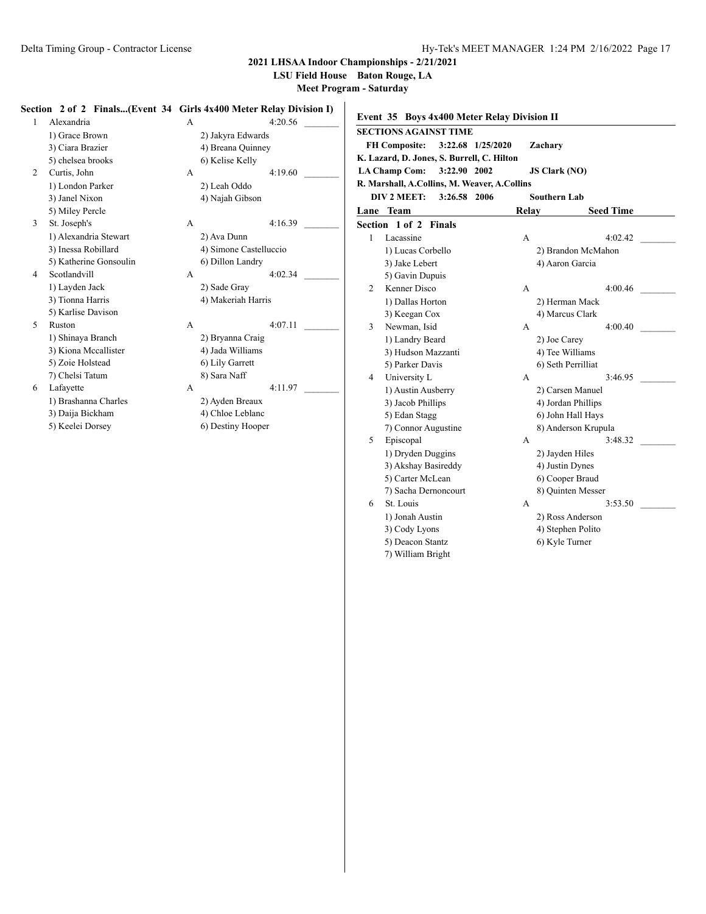## 2021 LHSAA Indoor Championships - 2/21/2021

**LSU Field House Baton Rouge, LA**

**Meet Program - Saturday**

### Section 2 of 2 Finals...(Event 34 Girls 4x400 Meter Relay Division I)

| Lane | Team | Relay | Seed Time |
|---|---|---|---|
| 1 | Alexandria | A | 4:20.56 |
| | 1) Grace Brown | 2) Jakyra Edwards | |
| | 3) Ciara Brazier | 4) Breana Quinney | |
| | 5) chelsea brooks | 6) Kelise Kelly | |
| 2 | Curtis, John | A | 4:19.60 |
| | 1) London Parker | 2) Leah Oddo | |
| | 3) Janel Nixon | 4) Najah Gibson | |
| | 5) Miley Percle | | |
| 3 | St. Joseph's | A | 4:16.39 |
| | 1) Alexandria Stewart | 2) Ava Dunn | |
| | 3) Inessa Robillard | 4) Simone Castelluccio | |
| | 5) Katherine Gonsoulin | 6) Dillon Landry | |
| 4 | Scotlandvill | A | 4:02.34 |
| | 1) Layden Jack | 2) Sade Gray | |
| | 3) Tionna Harris | 4) Makeriah Harris | |
| | 5) Karlise Davison | | |
| 5 | Ruston | A | 4:07.11 |
| | 1) Shinaya Branch | 2) Bryanna Craig | |
| | 3) Kiona Mccallister | 4) Jada Williams | |
| | 5) Zoie Holstead | 6) Lily Garrett | |
| | 7) Chelsi Tatum | 8) Sara Naff | |
| 6 | Lafayette | A | 4:11.97 |
| | 1) Brashanna Charles | 2) Ayden Breaux | |
| | 3) Daija Bickham | 4) Chloe Leblanc | |
| | 5) Keelei Dorsey | 6) Destiny Hooper | |

### Event 35 Boys 4x400 Meter Relay Division II

**SECTIONS AGAINST TIME**

**FH Composite: 3:22.68 1/25/2020 Zachary**
**K. Lazard, D. Jones, S. Burrell, C. Hilton**
**LA Champ Com: 3:22.90 2002 JS Clark (NO)**
**R. Marshall, A.Collins, M. Weaver, A.Collins**
**DIV 2 MEET: 3:26.58 2006 Southern Lab**

**Section 1 of 2 Finals**

| Lane | Team | Relay | Seed Time |
|---|---|---|---|
| 1 | Lacassine | A | 4:02.42 |
| | 1) Lucas Corbello | 2) Brandon McMahon | |
| | 3) Jake Lebert | 4) Aaron Garcia | |
| | 5) Gavin Dupuis | | |
| 2 | Kenner Disco | A | 4:00.46 |
| | 1) Dallas Horton | 2) Herman Mack | |
| | 3) Keegan Cox | 4) Marcus Clark | |
| 3 | Newman, Isid | A | 4:00.40 |
| | 1) Landry Beard | 2) Joe Carey | |
| | 3) Hudson Mazzanti | 4) Tee Williams | |
| | 5) Parker Davis | 6) Seth Perrilliat | |
| 4 | University L | A | 3:46.95 |
| | 1) Austin Ausberry | 2) Carsen Manuel | |
| | 3) Jacob Phillips | 4) Jordan Phillips | |
| | 5) Edan Stagg | 6) John Hall Hays | |
| | 7) Connor Augustine | 8) Anderson Krupula | |
| 5 | Episcopal | A | 3:48.32 |
| | 1) Dryden Duggins | 2) Jayden Hiles | |
| | 3) Akshay Basireddy | 4) Justin Dynes | |
| | 5) Carter McLean | 6) Cooper Braud | |
| | 7) Sacha Dernoncourt | 8) Quinten Messer | |
| 6 | St. Louis | A | 3:53.50 |
| | 1) Jonah Austin | 2) Ross Anderson | |
| | 3) Cody Lyons | 4) Stephen Polito | |
| | 5) Deacon Stantz | 6) Kyle Turner | |
| | 7) William Bright | | |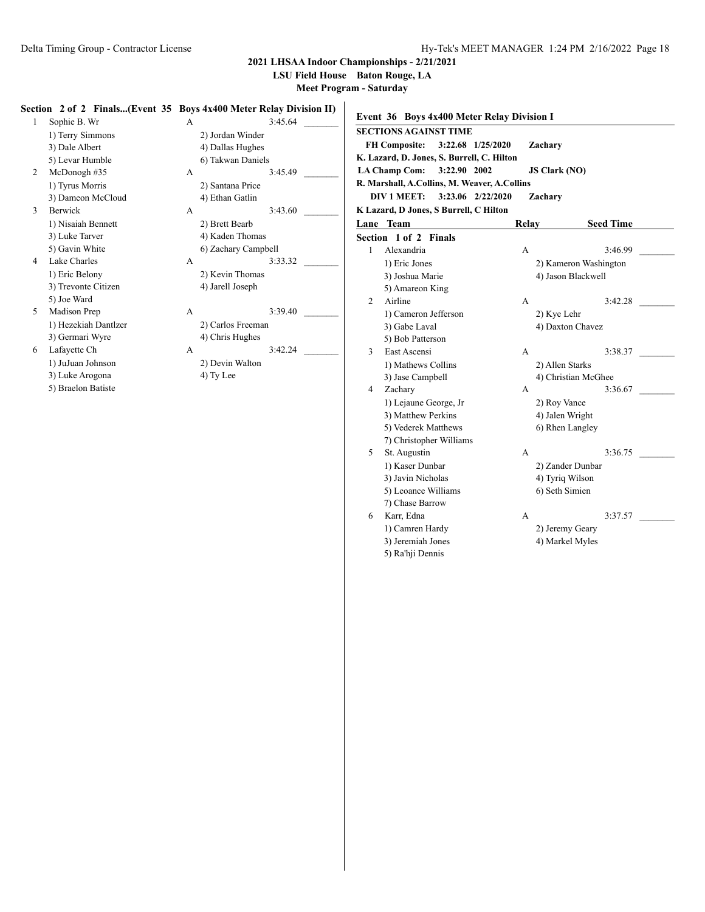## 2021 LHSAA Indoor Championships - 2/21/2021

**LSU Field House Baton Rouge, LA**

**Meet Program - Saturday**

### Section 2 of 2 Finals...(Event 35 Boys 4x400 Meter Relay Division II)

| Lane | Team | Relay | Seed Time |
|---|---|---|---|
| 1 | Sophie B. Wr | A | 3:45.64 |
| | 1) Terry Simmons | 2) Jordan Winder | |
| | 3) Dale Albert | 4) Dallas Hughes | |
| | 5) Levar Humble | 6) Takwan Daniels | |
| 2 | McDonogh #35 | A | 3:45.49 |
| | 1) Tyrus Morris | 2) Santana Price | |
| | 3) Dameon McCloud | 4) Ethan Gatlin | |
| 3 | Berwick | A | 3:43.60 |
| | 1) Nisaiah Bennett | 2) Brett Bearb | |
| | 3) Luke Tarver | 4) Kaden Thomas | |
| | 5) Gavin White | 6) Zachary Campbell | |
| 4 | Lake Charles | A | 3:33.32 |
| | 1) Eric Belony | 2) Kevin Thomas | |
| | 3) Trevonte Citizen | 4) Jarell Joseph | |
| | 5) Joe Ward | | |
| 5 | Madison Prep | A | 3:39.40 |
| | 1) Hezekiah Dantlzer | 2) Carlos Freeman | |
| | 3) Germari Wyre | 4) Chris Hughes | |
| 6 | Lafayette Ch | A | 3:42.24 |
| | 1) JuJuan Johnson | 2) Devin Walton | |
| | 3) Luke Arogona | 4) Ty Lee | |
| | 5) Braelon Batiste | | |

### Event 36 Boys 4x400 Meter Relay Division I

**SECTIONS AGAINST TIME**

**FH Composite: 3:22.68 1/25/2020 Zachary**
**K. Lazard, D. Jones, S. Burrell, C. Hilton**

**LA Champ Com: 3:22.90 2002 JS Clark (NO)**
**R. Marshall, A.Collins, M. Weaver, A.Collins**

**DIV 1 MEET: 3:23.06 2/22/2020 Zachary**
**K Lazard, D Jones, S Burrell, C Hilton**

**Section 1 of 2 Finals**

| Lane | Team | Relay | Seed Time |
|---|---|---|---|
| 1 | Alexandria | A | 3:46.99 |
| | 1) Eric Jones | 2) Kameron Washington | |
| | 3) Joshua Marie | 4) Jason Blackwell | |
| | 5) Amareon King | | |
| 2 | Airline | A | 3:42.28 |
| | 1) Cameron Jefferson | 2) Kye Lehr | |
| | 3) Gabe Laval | 4) Daxton Chavez | |
| | 5) Bob Patterson | | |
| 3 | East Ascensi | A | 3:38.37 |
| | 1) Mathews Collins | 2) Allen Starks | |
| | 3) Jase Campbell | 4) Christian McGhee | |
| 4 | Zachary | A | 3:36.67 |
| | 1) Lejaune George, Jr | 2) Roy Vance | |
| | 3) Matthew Perkins | 4) Jalen Wright | |
| | 5) Vederek Matthews | 6) Rhen Langley | |
| | 7) Christopher Williams | | |
| 5 | St. Augustin | A | 3:36.75 |
| | 1) Kaser Dunbar | 2) Zander Dunbar | |
| | 3) Javin Nicholas | 4) Tyriq Wilson | |
| | 5) Leoance Williams | 6) Seth Simien | |
| | 7) Chase Barrow | | |
| 6 | Karr, Edna | A | 3:37.57 |
| | 1) Camren Hardy | 2) Jeremy Geary | |
| | 3) Jeremiah Jones | 4) Markel Myles | |
| | 5) Ra'hji Dennis | | |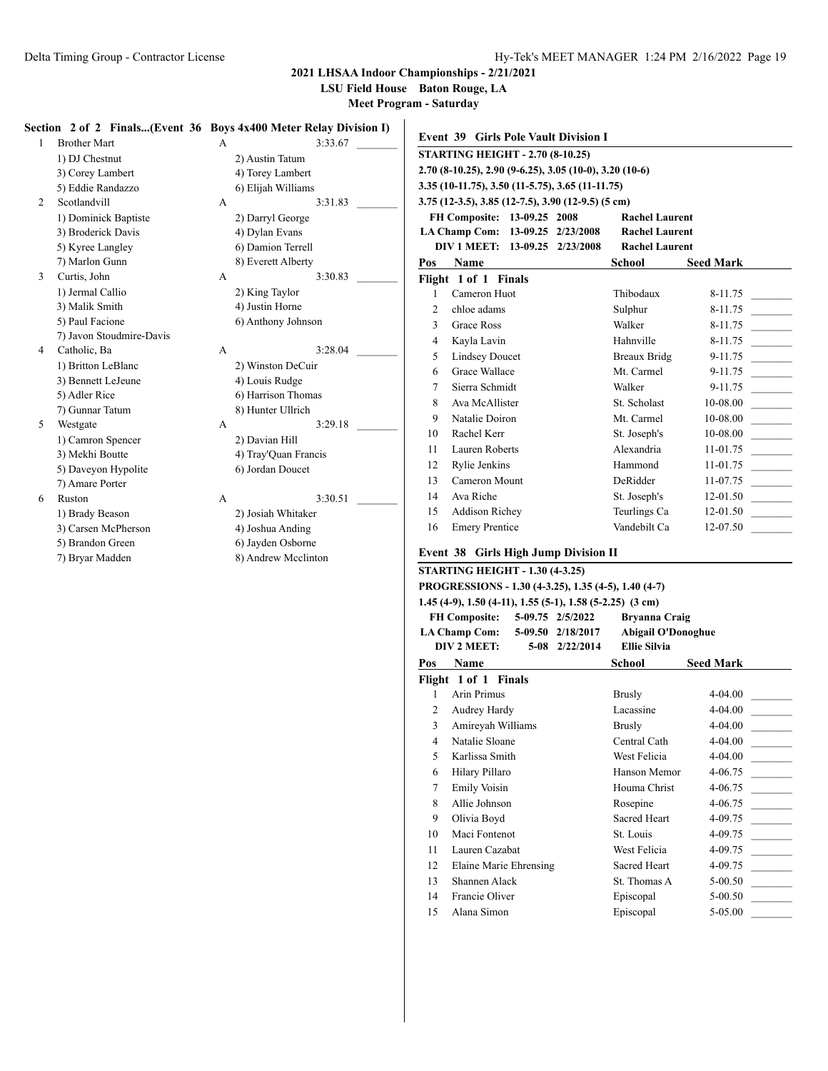## 2021 LHSAA Indoor Championships - 2/21/2021

**LSU Field House Baton Rouge, LA**

**Meet Program - Saturday**

### Section 2 of 2 Finals...(Event 36 Boys 4x400 Meter Relay Division I)

1. Brother Mart — A — 3:33.67
   - 1) DJ Chestnut
   - 2) Austin Tatum
   - 3) Corey Lambert
   - 4) Torey Lambert
   - 5) Eddie Randazzo
   - 6) Elijah Williams
2. Scotlandvill — A — 3:31.83
   - 1) Dominick Baptiste
   - 2) Darryl George
   - 3) Broderick Davis
   - 4) Dylan Evans
   - 5) Kyree Langley
   - 6) Damion Terrell
   - 7) Marlon Gunn
   - 8) Everett Alberty
3. Curtis, John — A — 3:30.83
   - 1) Jermal Callio
   - 2) King Taylor
   - 3) Malik Smith
   - 4) Justin Horne
   - 5) Paul Facione
   - 6) Anthony Johnson
   - 7) Javon Stoudmire-Davis
4. Catholic, Ba — A — 3:28.04
   - 1) Britton LeBlanc
   - 2) Winston DeCuir
   - 3) Bennett LeJeune
   - 4) Louis Rudge
   - 5) Adler Rice
   - 6) Harrison Thomas
   - 7) Gunnar Tatum
   - 8) Hunter Ullrich
5. Westgate — A — 3:29.18
   - 1) Camron Spencer
   - 2) Davian Hill
   - 3) Mekhi Boutte
   - 4) Tray'Quan Francis
   - 5) Daveyon Hypolite
   - 6) Jordan Doucet
   - 7) Amare Porter
6. Ruston — A — 3:30.51
   - 1) Brady Beason
   - 2) Josiah Whitaker
   - 3) Carsen McPherson
   - 4) Joshua Anding
   - 5) Brandon Green
   - 6) Jayden Osborne
   - 7) Bryar Madden
   - 8) Andrew Mcclinton

### Event 39 Girls Pole Vault Division I

**STARTING HEIGHT - 2.70 (8-10.25)**

**2.70 (8-10.25), 2.90 (9-6.25), 3.05 (10-0), 3.20 (10-6)**

**3.35 (10-11.75), 3.50 (11-5.75), 3.65 (11-11.75)**

**3.75 (12-3.5), 3.85 (12-7.5), 3.90 (12-9.5) (5 cm)**

| | | | |
|---|---|---|---|
| **FH Composite:** | 13-09.25 | 2008 | Rachel Laurent |
| **LA Champ Com:** | 13-09.25 | 2/23/2008 | Rachel Laurent |
| **DIV 1 MEET:** | 13-09.25 | 2/23/2008 | Rachel Laurent |

**Flight 1 of 1 Finals**

| Pos | Name | School | Seed Mark |
|---|---|---|---|
| 1 | Cameron Huot | Thibodaux | 8-11.75 |
| 2 | chloe adams | Sulphur | 8-11.75 |
| 3 | Grace Ross | Walker | 8-11.75 |
| 4 | Kayla Lavin | Hahnville | 8-11.75 |
| 5 | Lindsey Doucet | Breaux Bridg | 9-11.75 |
| 6 | Grace Wallace | Mt. Carmel | 9-11.75 |
| 7 | Sierra Schmidt | Walker | 9-11.75 |
| 8 | Ava McAllister | St. Scholast | 10-08.00 |
| 9 | Natalie Doiron | Mt. Carmel | 10-08.00 |
| 10 | Rachel Kerr | St. Joseph's | 10-08.00 |
| 11 | Lauren Roberts | Alexandria | 11-01.75 |
| 12 | Rylie Jenkins | Hammond | 11-01.75 |
| 13 | Cameron Mount | DeRidder | 11-07.75 |
| 14 | Ava Riche | St. Joseph's | 12-01.50 |
| 15 | Addison Richey | Teurlings Ca | 12-01.50 |
| 16 | Emery Prentice | Vandebilt Ca | 12-07.50 |

### Event 38 Girls High Jump Division II

**STARTING HEIGHT - 1.30 (4-3.25)**

**PROGRESSIONS - 1.30 (4-3.25), 1.35 (4-5), 1.40 (4-7)**

**1.45 (4-9), 1.50 (4-11), 1.55 (5-1), 1.58 (5-2.25) (3 cm)**

| | | | |
|---|---|---|---|
| **FH Composite:** | 5-09.75 | 2/5/2022 | Bryanna Craig |
| **LA Champ Com:** | 5-09.50 | 2/18/2017 | Abigail O'Donoghue |
| **DIV 2 MEET:** | 5-08 | 2/22/2014 | Ellie Silvia |

**Flight 1 of 1 Finals**

| Pos | Name | School | Seed Mark |
|---|---|---|---|
| 1 | Arin Primus | Brusly | 4-04.00 |
| 2 | Audrey Hardy | Lacassine | 4-04.00 |
| 3 | Amireyah Williams | Brusly | 4-04.00 |
| 4 | Natalie Sloane | Central Cath | 4-04.00 |
| 5 | Karlissa Smith | West Felicia | 4-04.00 |
| 6 | Hilary Pillaro | Hanson Memor | 4-06.75 |
| 7 | Emily Voisin | Houma Christ | 4-06.75 |
| 8 | Allie Johnson | Rosepine | 4-06.75 |
| 9 | Olivia Boyd | Sacred Heart | 4-09.75 |
| 10 | Maci Fontenot | St. Louis | 4-09.75 |
| 11 | Lauren Cazabat | West Felicia | 4-09.75 |
| 12 | Elaine Marie Ehrensing | Sacred Heart | 4-09.75 |
| 13 | Shannen Alack | St. Thomas A | 5-00.50 |
| 14 | Francie Oliver | Episcopal | 5-00.50 |
| 15 | Alana Simon | Episcopal | 5-05.00 |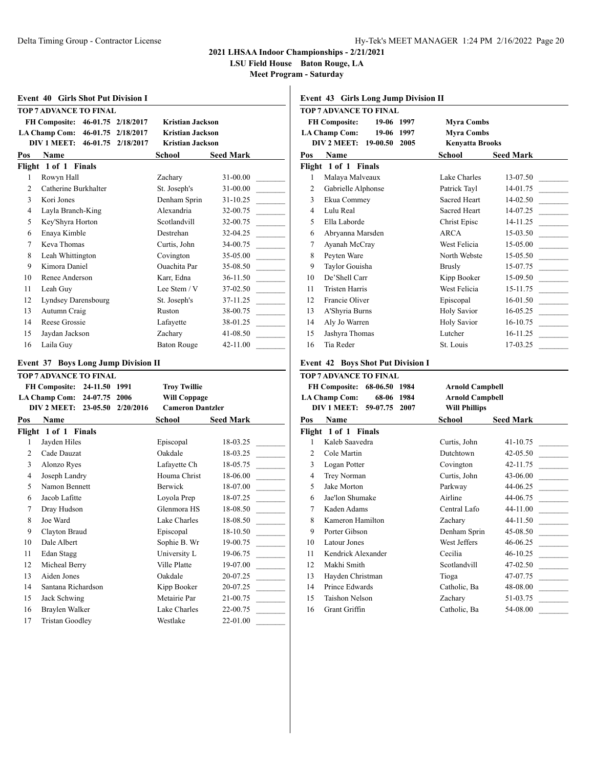## 2021 LHSAA Indoor Championships - 2/21/2021

**LSU Field House Baton Rouge, LA**

**Meet Program - Saturday**

### Event 40 Girls Shot Put Division I

**TOP 7 ADVANCE TO FINAL**

| | | | |
|---|---|---|---|
| FH Composite: | 46-01.75 | 2/18/2017 | Kristian Jackson |
| LA Champ Com: | 46-01.75 | 2/18/2017 | Kristian Jackson |
| DIV 1 MEET: | 46-01.75 | 2/18/2017 | Kristian Jackson |

**Flight 1 of 1 Finals**

| Pos | Name | School | Seed Mark |
|---|---|---|---|
| 1 | Rowyn Hall | Zachary | 31-00.00 |
| 2 | Catherine Burkhalter | St. Joseph's | 31-00.00 |
| 3 | Kori Jones | Denham Sprin | 31-10.25 |
| 4 | Layla Branch-King | Alexandria | 32-00.75 |
| 5 | Key'Shyra Horton | Scotlandvill | 32-00.75 |
| 6 | Enaya Kimble | Destrehan | 32-04.25 |
| 7 | Keva Thomas | Curtis, John | 34-00.75 |
| 8 | Leah Whittington | Covington | 35-05.00 |
| 9 | Kimora Daniel | Ouachita Par | 35-08.50 |
| 10 | Renee Anderson | Karr, Edna | 36-11.50 |
| 11 | Leah Guy | Lee Stem / V | 37-02.50 |
| 12 | Lyndsey Darensbourg | St. Joseph's | 37-11.25 |
| 13 | Autumn Craig | Ruston | 38-00.75 |
| 14 | Reese Grossie | Lafayette | 38-01.25 |
| 15 | Jaydan Jackson | Zachary | 41-08.50 |
| 16 | Laila Guy | Baton Rouge | 42-11.00 |

### Event 37 Boys Long Jump Division II

**TOP 7 ADVANCE TO FINAL**

| | | | |
|---|---|---|---|
| FH Composite: | 24-11.50 | 1991 | Troy Twillie |
| LA Champ Com: | 24-07.75 | 2006 | Will Coppage |
| DIV 2 MEET: | 23-05.50 | 2/20/2016 | Cameron Dantzler |

**Flight 1 of 1 Finals**

| Pos | Name | School | Seed Mark |
|---|---|---|---|
| 1 | Jayden Hiles | Episcopal | 18-03.25 |
| 2 | Cade Dauzat | Oakdale | 18-03.25 |
| 3 | Alonzo Ryes | Lafayette Ch | 18-05.75 |
| 4 | Joseph Landry | Houma Christ | 18-06.00 |
| 5 | Namon Bennett | Berwick | 18-07.00 |
| 6 | Jacob Lafitte | Loyola Prep | 18-07.25 |
| 7 | Dray Hudson | Glenmora HS | 18-08.50 |
| 8 | Joe Ward | Lake Charles | 18-08.50 |
| 9 | Clayton Braud | Episcopal | 18-10.50 |
| 10 | Dale Albert | Sophie B. Wr | 19-00.75 |
| 11 | Edan Stagg | University L | 19-06.75 |
| 12 | Micheal Berry | Ville Platte | 19-07.00 |
| 13 | Aiden Jones | Oakdale | 20-07.25 |
| 14 | Santana Richardson | Kipp Booker | 20-07.25 |
| 15 | Jack Schwing | Metairie Par | 21-00.75 |
| 16 | Braylen Walker | Lake Charles | 22-00.75 |
| 17 | Tristan Goodley | Westlake | 22-01.00 |

### Event 43 Girls Long Jump Division II

**TOP 7 ADVANCE TO FINAL**

| | | | |
|---|---|---|---|
| FH Composite: | 19-06 | 1997 | Myra Combs |
| LA Champ Com: | 19-06 | 1997 | Myra Combs |
| DIV 2 MEET: | 19-00.50 | 2005 | Kenyatta Brooks |

**Flight 1 of 1 Finals**

| Pos | Name | School | Seed Mark |
|---|---|---|---|
| 1 | Malaya Malveaux | Lake Charles | 13-07.50 |
| 2 | Gabrielle Alphonse | Patrick Tayl | 14-01.75 |
| 3 | Ekua Commey | Sacred Heart | 14-02.50 |
| 4 | Lulu Real | Sacred Heart | 14-07.25 |
| 5 | Ella Laborde | Christ Episc | 14-11.25 |
| 6 | Abryanna Marsden | ARCA | 15-03.50 |
| 7 | Ayanah McCray | West Felicia | 15-05.00 |
| 8 | Peyten Ware | North Webste | 15-05.50 |
| 9 | Taylor Gouisha | Brusly | 15-07.75 |
| 10 | De'Shell Carr | Kipp Booker | 15-09.50 |
| 11 | Tristen Harris | West Felicia | 15-11.75 |
| 12 | Francie Oliver | Episcopal | 16-01.50 |
| 13 | A'Shyria Burns | Holy Savior | 16-05.25 |
| 14 | Aly Jo Warren | Holy Savior | 16-10.75 |
| 15 | Jashyra Thomas | Lutcher | 16-11.25 |
| 16 | Tia Reder | St. Louis | 17-03.25 |

### Event 42 Boys Shot Put Division I

**TOP 7 ADVANCE TO FINAL**

| | | | |
|---|---|---|---|
| FH Composite: | 68-06.50 | 1984 | Arnold Campbell |
| LA Champ Com: | 68-06 | 1984 | Arnold Campbell |
| DIV 1 MEET: | 59-07.75 | 2007 | Will Phillips |

**Flight 1 of 1 Finals**

| Pos | Name | School | Seed Mark |
|---|---|---|---|
| 1 | Kaleb Saavedra | Curtis, John | 41-10.75 |
| 2 | Cole Martin | Dutchtown | 42-05.50 |
| 3 | Logan Potter | Covington | 42-11.75 |
| 4 | Trey Norman | Curtis, John | 43-06.00 |
| 5 | Jake Morton | Parkway | 44-06.25 |
| 6 | Jae'lon Shumake | Airline | 44-06.75 |
| 7 | Kaden Adams | Central Lafo | 44-11.00 |
| 8 | Kameron Hamilton | Zachary | 44-11.50 |
| 9 | Porter Gibson | Denham Sprin | 45-08.50 |
| 10 | Latour Jones | West Jeffers | 46-06.25 |
| 11 | Kendrick Alexander | Cecilia | 46-10.25 |
| 12 | Makhi Smith | Scotlandvill | 47-02.50 |
| 13 | Hayden Christman | Tioga | 47-07.75 |
| 14 | Prince Edwards | Catholic, Ba | 48-08.00 |
| 15 | Taishon Nelson | Zachary | 51-03.75 |
| 16 | Grant Griffin | Catholic, Ba | 54-08.00 |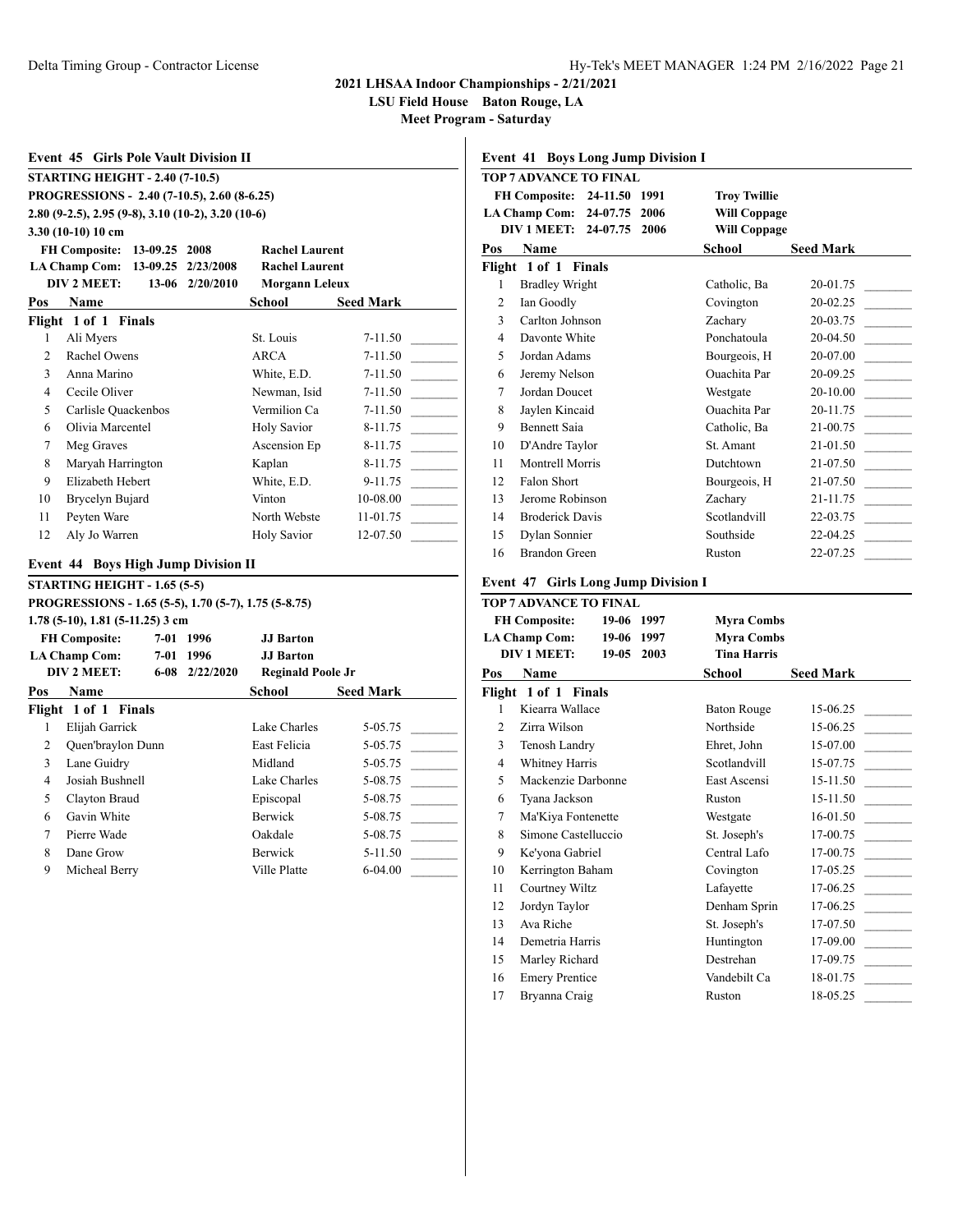**2021 LHSAA Indoor Championships - 2/21/2021**

**LSU Field House Baton Rouge, LA**

**Meet Program - Saturday**

### Event 45 Girls Pole Vault Division II

**STARTING HEIGHT - 2.40 (7-10.5)**

**PROGRESSIONS - 2.40 (7-10.5), 2.60 (8-6.25) 2.80 (9-2.5), 2.95 (9-8), 3.10 (10-2), 3.20 (10-6) 3.30 (10-10) 10 cm**

| | | | |
|---|---|---|---|
| FH Composite: | 13-09.25 | 2008 | Rachel Laurent |
| LA Champ Com: | 13-09.25 | 2/23/2008 | Rachel Laurent |
| DIV 2 MEET: | 13-06 | 2/20/2010 | Morgann Leleux |

| Pos | Name | School | Seed Mark |
|---|---|---|---|
| **Flight 1 of 1 Finals** | | | |
| 1 | Ali Myers | St. Louis | 7-11.50 |
| 2 | Rachel Owens | ARCA | 7-11.50 |
| 3 | Anna Marino | White, E.D. | 7-11.50 |
| 4 | Cecile Oliver | Newman, Isid | 7-11.50 |
| 5 | Carlisle Quackenbos | Vermilion Ca | 7-11.50 |
| 6 | Olivia Marcentel | Holy Savior | 8-11.75 |
| 7 | Meg Graves | Ascension Ep | 8-11.75 |
| 8 | Maryah Harrington | Kaplan | 8-11.75 |
| 9 | Elizabeth Hebert | White, E.D. | 9-11.75 |
| 10 | Brycelyn Bujard | Vinton | 10-08.00 |
| 11 | Peyten Ware | North Webste | 11-01.75 |
| 12 | Aly Jo Warren | Holy Savior | 12-07.50 |

### Event 44 Boys High Jump Division II

**STARTING HEIGHT - 1.65 (5-5)**

**PROGRESSIONS - 1.65 (5-5), 1.70 (5-7), 1.75 (5-8.75) 1.78 (5-10), 1.81 (5-11.25) 3 cm**

| | | | |
|---|---|---|---|
| FH Composite: | 7-01 | 1996 | JJ Barton |
| LA Champ Com: | 7-01 | 1996 | JJ Barton |
| DIV 2 MEET: | 6-08 | 2/22/2020 | Reginald Poole Jr |

| Pos | Name | School | Seed Mark |
|---|---|---|---|
| **Flight 1 of 1 Finals** | | | |
| 1 | Elijah Garrick | Lake Charles | 5-05.75 |
| 2 | Quen'braylon Dunn | East Felicia | 5-05.75 |
| 3 | Lane Guidry | Midland | 5-05.75 |
| 4 | Josiah Bushnell | Lake Charles | 5-08.75 |
| 5 | Clayton Braud | Episcopal | 5-08.75 |
| 6 | Gavin White | Berwick | 5-08.75 |
| 7 | Pierre Wade | Oakdale | 5-08.75 |
| 8 | Dane Grow | Berwick | 5-11.50 |
| 9 | Micheal Berry | Ville Platte | 6-04.00 |

### Event 41 Boys Long Jump Division I

**TOP 7 ADVANCE TO FINAL**

| | | | |
|---|---|---|---|
| FH Composite: | 24-11.50 | 1991 | Troy Twillie |
| LA Champ Com: | 24-07.75 | 2006 | Will Coppage |
| DIV 1 MEET: | 24-07.75 | 2006 | Will Coppage |

| Pos | Name | School | Seed Mark |
|---|---|---|---|
| **Flight 1 of 1 Finals** | | | |
| 1 | Bradley Wright | Catholic, Ba | 20-01.75 |
| 2 | Ian Goodly | Covington | 20-02.25 |
| 3 | Carlton Johnson | Zachary | 20-03.75 |
| 4 | Davonte White | Ponchatoula | 20-04.50 |
| 5 | Jordan Adams | Bourgeois, H | 20-07.00 |
| 6 | Jeremy Nelson | Ouachita Par | 20-09.25 |
| 7 | Jordan Doucet | Westgate | 20-10.00 |
| 8 | Jaylen Kincaid | Ouachita Par | 20-11.75 |
| 9 | Bennett Saia | Catholic, Ba | 21-00.75 |
| 10 | D'Andre Taylor | St. Amant | 21-01.50 |
| 11 | Montrell Morris | Dutchtown | 21-07.50 |
| 12 | Falon Short | Bourgeois, H | 21-07.50 |
| 13 | Jerome Robinson | Zachary | 21-11.75 |
| 14 | Broderick Davis | Scotlandvill | 22-03.75 |
| 15 | Dylan Sonnier | Southside | 22-04.25 |
| 16 | Brandon Green | Ruston | 22-07.25 |

### Event 47 Girls Long Jump Division I

**TOP 7 ADVANCE TO FINAL**

| | | | |
|---|---|---|---|
| FH Composite: | 19-06 | 1997 | Myra Combs |
| LA Champ Com: | 19-06 | 1997 | Myra Combs |
| DIV 1 MEET: | 19-05 | 2003 | Tina Harris |

| Pos | Name | School | Seed Mark |
|---|---|---|---|
| **Flight 1 of 1 Finals** | | | |
| 1 | Kiearra Wallace | Baton Rouge | 15-06.25 |
| 2 | Zirra Wilson | Northside | 15-06.25 |
| 3 | Tenosh Landry | Ehret, John | 15-07.00 |
| 4 | Whitney Harris | Scotlandvill | 15-07.75 |
| 5 | Mackenzie Darbonne | East Ascensi | 15-11.50 |
| 6 | Tyana Jackson | Ruston | 15-11.50 |
| 7 | Ma'Kiya Fontenette | Westgate | 16-01.50 |
| 8 | Simone Castelluccio | St. Joseph's | 17-00.75 |
| 9 | Ke'yona Gabriel | Central Lafo | 17-00.75 |
| 10 | Kerrington Baham | Covington | 17-05.25 |
| 11 | Courtney Wiltz | Lafayette | 17-06.25 |
| 12 | Jordyn Taylor | Denham Sprin | 17-06.25 |
| 13 | Ava Riche | St. Joseph's | 17-07.50 |
| 14 | Demetria Harris | Huntington | 17-09.00 |
| 15 | Marley Richard | Destrehan | 17-09.75 |
| 16 | Emery Prentice | Vandebilt Ca | 18-01.75 |
| 17 | Bryanna Craig | Ruston | 18-05.25 |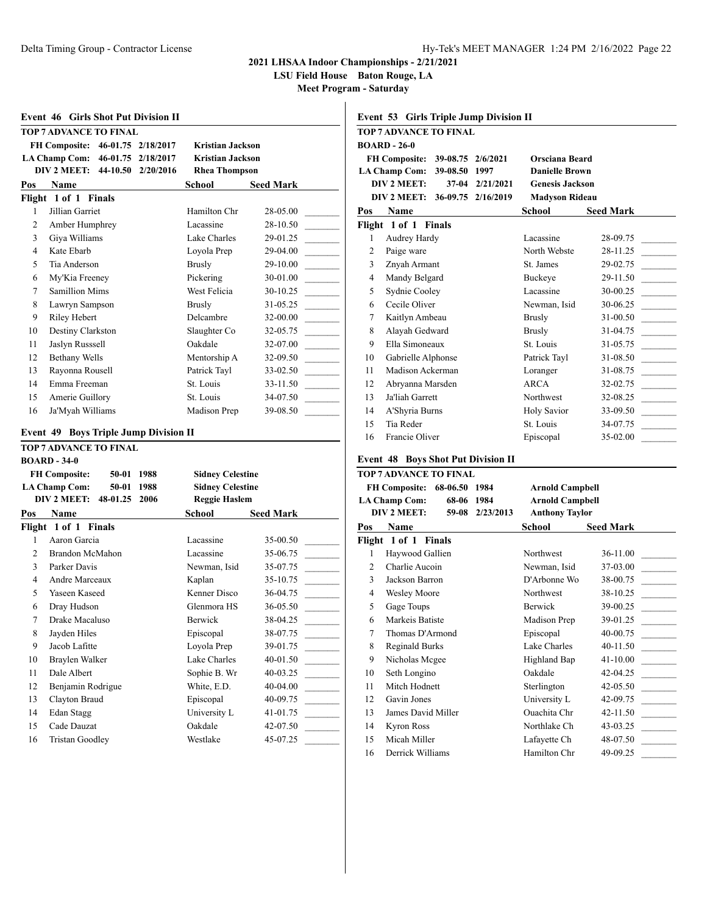# 2021 LHSAA Indoor Championships - 2/21/2021

**LSU Field House Baton Rouge, LA**

**Meet Program - Saturday**

## Event 46 Girls Shot Put Division II

**TOP 7 ADVANCE TO FINAL**

| | | | |
|---|---|---|---|
| FH Composite: | 46-01.75 | 2/18/2017 | Kristian Jackson |
| LA Champ Com: | 46-01.75 | 2/18/2017 | Kristian Jackson |
| DIV 2 MEET: | 44-10.50 | 2/20/2016 | Rhea Thompson |

**Flight 1 of 1 Finals**

| Pos | Name | School | Seed Mark |
|---|---|---|---|
| 1 | Jillian Garriet | Hamilton Chr | 28-05.00 |
| 2 | Amber Humphrey | Lacassine | 28-10.50 |
| 3 | Giya Williams | Lake Charles | 29-01.25 |
| 4 | Kate Ebarb | Loyola Prep | 29-04.00 |
| 5 | Tia Anderson | Brusly | 29-10.00 |
| 6 | My'Kia Freeney | Pickering | 30-01.00 |
| 7 | Samillion Mims | West Felicia | 30-10.25 |
| 8 | Lawryn Sampson | Brusly | 31-05.25 |
| 9 | Riley Hebert | Delcambre | 32-00.00 |
| 10 | Destiny Clarkston | Slaughter Co | 32-05.75 |
| 11 | Jaslyn Russsell | Oakdale | 32-07.00 |
| 12 | Bethany Wells | Mentorship A | 32-09.50 |
| 13 | Rayonna Rousell | Patrick Tayl | 33-02.50 |
| 14 | Emma Freeman | St. Louis | 33-11.50 |
| 15 | Amerie Guillory | St. Louis | 34-07.50 |
| 16 | Ja'Myah Williams | Madison Prep | 39-08.50 |

## Event 49 Boys Triple Jump Division II

**TOP 7 ADVANCE TO FINAL**

**BOARD - 34-0**

| | | | |
|---|---|---|---|
| FH Composite: | 50-01 | 1988 | Sidney Celestine |
| LA Champ Com: | 50-01 | 1988 | Sidney Celestine |
| DIV 2 MEET: | 48-01.25 | 2006 | Reggie Haslem |

**Flight 1 of 1 Finals**

| Pos | Name | School | Seed Mark |
|---|---|---|---|
| 1 | Aaron Garcia | Lacassine | 35-00.50 |
| 2 | Brandon McMahon | Lacassine | 35-06.75 |
| 3 | Parker Davis | Newman, Isid | 35-07.75 |
| 4 | Andre Marceaux | Kaplan | 35-10.75 |
| 5 | Yaseen Kaseed | Kenner Disco | 36-04.75 |
| 6 | Dray Hudson | Glenmora HS | 36-05.50 |
| 7 | Drake Macaluso | Berwick | 38-04.25 |
| 8 | Jayden Hiles | Episcopal | 38-07.75 |
| 9 | Jacob Lafitte | Loyola Prep | 39-01.75 |
| 10 | Braylen Walker | Lake Charles | 40-01.50 |
| 11 | Dale Albert | Sophie B. Wr | 40-03.25 |
| 12 | Benjamin Rodrigue | White, E.D. | 40-04.00 |
| 13 | Clayton Braud | Episcopal | 40-09.75 |
| 14 | Edan Stagg | University L | 41-01.75 |
| 15 | Cade Dauzat | Oakdale | 42-07.50 |
| 16 | Tristan Goodley | Westlake | 45-07.25 |

## Event 53 Girls Triple Jump Division II

**TOP 7 ADVANCE TO FINAL**

**BOARD - 26-0**

| | | | |
|---|---|---|---|
| FH Composite: | 39-08.75 | 2/6/2021 | Orsciana Beard |
| LA Champ Com: | 39-08.50 | 1997 | Danielle Brown |
| DIV 2 MEET: | 37-04 | 2/21/2021 | Genesis Jackson |
| DIV 2 MEET: | 36-09.75 | 2/16/2019 | Madyson Rideau |

**Flight 1 of 1 Finals**

| Pos | Name | School | Seed Mark |
|---|---|---|---|
| 1 | Audrey Hardy | Lacassine | 28-09.75 |
| 2 | Paige ware | North Webste | 28-11.25 |
| 3 | Znyah Armant | St. James | 29-02.75 |
| 4 | Mandy Belgard | Buckeye | 29-11.50 |
| 5 | Sydnie Cooley | Lacassine | 30-00.25 |
| 6 | Cecile Oliver | Newman, Isid | 30-06.25 |
| 7 | Kaitlyn Ambeau | Brusly | 31-00.50 |
| 8 | Alayah Gedward | Brusly | 31-04.75 |
| 9 | Ella Simoneaux | St. Louis | 31-05.75 |
| 10 | Gabrielle Alphonse | Patrick Tayl | 31-08.50 |
| 11 | Madison Ackerman | Loranger | 31-08.75 |
| 12 | Abryanna Marsden | ARCA | 32-02.75 |
| 13 | Ja'liah Garrett | Northwest | 32-08.25 |
| 14 | A'Shyria Burns | Holy Savior | 33-09.50 |
| 15 | Tia Reder | St. Louis | 34-07.75 |
| 16 | Francie Oliver | Episcopal | 35-02.00 |

## Event 48 Boys Shot Put Division II

**TOP 7 ADVANCE TO FINAL**

| | | | |
|---|---|---|---|
| FH Composite: | 68-06.50 | 1984 | Arnold Campbell |
| LA Champ Com: | 68-06 | 1984 | Arnold Campbell |
| DIV 2 MEET: | 59-08 | 2/23/2013 | Anthony Taylor |

**Flight 1 of 1 Finals**

| Pos | Name | School | Seed Mark |
|---|---|---|---|
| 1 | Haywood Gallien | Northwest | 36-11.00 |
| 2 | Charlie Aucoin | Newman, Isid | 37-03.00 |
| 3 | Jackson Barron | D'Arbonne Wo | 38-00.75 |
| 4 | Wesley Moore | Northwest | 38-10.25 |
| 5 | Gage Toups | Berwick | 39-00.25 |
| 6 | Markeis Batiste | Madison Prep | 39-01.25 |
| 7 | Thomas D'Armond | Episcopal | 40-00.75 |
| 8 | Reginald Burks | Lake Charles | 40-11.50 |
| 9 | Nicholas Mcgee | Highland Bap | 41-10.00 |
| 10 | Seth Longino | Oakdale | 42-04.25 |
| 11 | Mitch Hodnett | Sterlington | 42-05.50 |
| 12 | Gavin Jones | University L | 42-09.75 |
| 13 | James David Miller | Ouachita Chr | 42-11.50 |
| 14 | Kyron Ross | Northlake Ch | 43-03.25 |
| 15 | Micah Miller | Lafayette Ch | 48-07.50 |
| 16 | Derrick Williams | Hamilton Chr | 49-09.25 |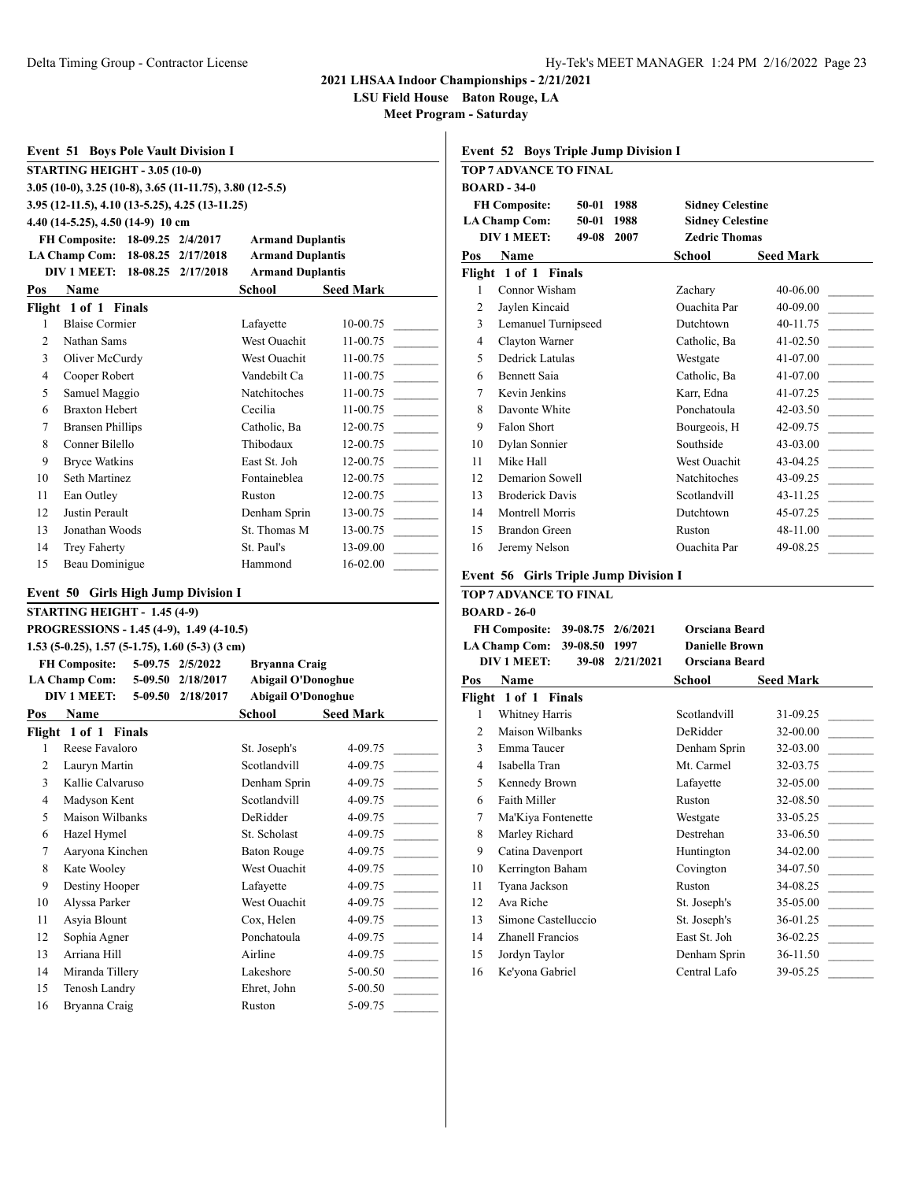**2021 LHSAA Indoor Championships - 2/21/2021**
**LSU Field House Baton Rouge, LA**
**Meet Program - Saturday**

## Event 51 Boys Pole Vault Division I

**STARTING HEIGHT - 3.05 (10-0)**
**3.05 (10-0), 3.25 (10-8), 3.65 (11-11.75), 3.80 (12-5.5)**
**3.95 (12-11.5), 4.10 (13-5.25), 4.25 (13-11.25)**
**4.40 (14-5.25), 4.50 (14-9) 10 cm**

| | | | |
|---|---|---|---|
| FH Composite: | 18-09.25 | 2/4/2017 | Armand Duplantis |
| LA Champ Com: | 18-08.25 | 2/17/2018 | Armand Duplantis |
| DIV 1 MEET: | 18-08.25 | 2/17/2018 | Armand Duplantis |

**Flight 1 of 1 Finals**

| Pos | Name | School | Seed Mark |
|---|---|---|---|
| 1 | Blaise Cormier | Lafayette | 10-00.75 |
| 2 | Nathan Sams | West Ouachit | 11-00.75 |
| 3 | Oliver McCurdy | West Ouachit | 11-00.75 |
| 4 | Cooper Robert | Vandebilt Ca | 11-00.75 |
| 5 | Samuel Maggio | Natchitoches | 11-00.75 |
| 6 | Braxton Hebert | Cecilia | 11-00.75 |
| 7 | Bransen Phillips | Catholic, Ba | 12-00.75 |
| 8 | Conner Bilello | Thibodaux | 12-00.75 |
| 9 | Bryce Watkins | East St. Joh | 12-00.75 |
| 10 | Seth Martinez | Fontaineblea | 12-00.75 |
| 11 | Ean Outley | Ruston | 12-00.75 |
| 12 | Justin Perault | Denham Sprin | 13-00.75 |
| 13 | Jonathan Woods | St. Thomas M | 13-00.75 |
| 14 | Trey Faherty | St. Paul's | 13-09.00 |
| 15 | Beau Dominigue | Hammond | 16-02.00 |

## Event 50 Girls High Jump Division I

**STARTING HEIGHT - 1.45 (4-9)**
**PROGRESSIONS - 1.45 (4-9), 1.49 (4-10.5)**
**1.53 (5-0.25), 1.57 (5-1.75), 1.60 (5-3) (3 cm)**

| | | | |
|---|---|---|---|
| FH Composite: | 5-09.75 | 2/5/2022 | Bryanna Craig |
| LA Champ Com: | 5-09.50 | 2/18/2017 | Abigail O'Donoghue |
| DIV 1 MEET: | 5-09.50 | 2/18/2017 | Abigail O'Donoghue |

**Flight 1 of 1 Finals**

| Pos | Name | School | Seed Mark |
|---|---|---|---|
| 1 | Reese Favaloro | St. Joseph's | 4-09.75 |
| 2 | Lauryn Martin | Scotlandvill | 4-09.75 |
| 3 | Kallie Calvaruso | Denham Sprin | 4-09.75 |
| 4 | Madyson Kent | Scotlandvill | 4-09.75 |
| 5 | Maison Wilbanks | DeRidder | 4-09.75 |
| 6 | Hazel Hymel | St. Scholast | 4-09.75 |
| 7 | Aaryona Kinchen | Baton Rouge | 4-09.75 |
| 8 | Kate Wooley | West Ouachit | 4-09.75 |
| 9 | Destiny Hooper | Lafayette | 4-09.75 |
| 10 | Alyssa Parker | West Ouachit | 4-09.75 |
| 11 | Asyia Blount | Cox, Helen | 4-09.75 |
| 12 | Sophia Agner | Ponchatoula | 4-09.75 |
| 13 | Arriana Hill | Airline | 4-09.75 |
| 14 | Miranda Tillery | Lakeshore | 5-00.50 |
| 15 | Tenosh Landry | Ehret, John | 5-00.50 |
| 16 | Bryanna Craig | Ruston | 5-09.75 |

## Event 52 Boys Triple Jump Division I

**TOP 7 ADVANCE TO FINAL**
**BOARD - 34-0**

| | | | |
|---|---|---|---|
| FH Composite: | 50-01 | 1988 | Sidney Celestine |
| LA Champ Com: | 50-01 | 1988 | Sidney Celestine |
| DIV 1 MEET: | 49-08 | 2007 | Zedric Thomas |

**Flight 1 of 1 Finals**

| Pos | Name | School | Seed Mark |
|---|---|---|---|
| 1 | Connor Wisham | Zachary | 40-06.00 |
| 2 | Jaylen Kincaid | Ouachita Par | 40-09.00 |
| 3 | Lemanuel Turnipseed | Dutchtown | 40-11.75 |
| 4 | Clayton Warner | Catholic, Ba | 41-02.50 |
| 5 | Dedrick Latulas | Westgate | 41-07.00 |
| 6 | Bennett Saia | Catholic, Ba | 41-07.00 |
| 7 | Kevin Jenkins | Karr, Edna | 41-07.25 |
| 8 | Davonte White | Ponchatoula | 42-03.50 |
| 9 | Falon Short | Bourgeois, H | 42-09.75 |
| 10 | Dylan Sonnier | Southside | 43-03.00 |
| 11 | Mike Hall | West Ouachit | 43-04.25 |
| 12 | Demarion Sowell | Natchitoches | 43-09.25 |
| 13 | Broderick Davis | Scotlandvill | 43-11.25 |
| 14 | Montrell Morris | Dutchtown | 45-07.25 |
| 15 | Brandon Green | Ruston | 48-11.00 |
| 16 | Jeremy Nelson | Ouachita Par | 49-08.25 |

## Event 56 Girls Triple Jump Division I

**TOP 7 ADVANCE TO FINAL**
**BOARD - 26-0**

| | | | |
|---|---|---|---|
| FH Composite: | 39-08.75 | 2/6/2021 | Orsciana Beard |
| LA Champ Com: | 39-08.50 | 1997 | Danielle Brown |
| DIV 1 MEET: | 39-08 | 2/21/2021 | Orsciana Beard |

**Flight 1 of 1 Finals**

| Pos | Name | School | Seed Mark |
|---|---|---|---|
| 1 | Whitney Harris | Scotlandvill | 31-09.25 |
| 2 | Maison Wilbanks | DeRidder | 32-00.00 |
| 3 | Emma Taucer | Denham Sprin | 32-03.00 |
| 4 | Isabella Tran | Mt. Carmel | 32-03.75 |
| 5 | Kennedy Brown | Lafayette | 32-05.00 |
| 6 | Faith Miller | Ruston | 32-08.50 |
| 7 | Ma'Kiya Fontenette | Westgate | 33-05.25 |
| 8 | Marley Richard | Destrehan | 33-06.50 |
| 9 | Catina Davenport | Huntington | 34-02.00 |
| 10 | Kerrington Baham | Covington | 34-07.50 |
| 11 | Tyana Jackson | Ruston | 34-08.25 |
| 12 | Ava Riche | St. Joseph's | 35-05.00 |
| 13 | Simone Castelluccio | St. Joseph's | 36-01.25 |
| 14 | Zhanell Francios | East St. Joh | 36-02.25 |
| 15 | Jordyn Taylor | Denham Sprin | 36-11.50 |
| 16 | Ke'yona Gabriel | Central Lafo | 39-05.25 |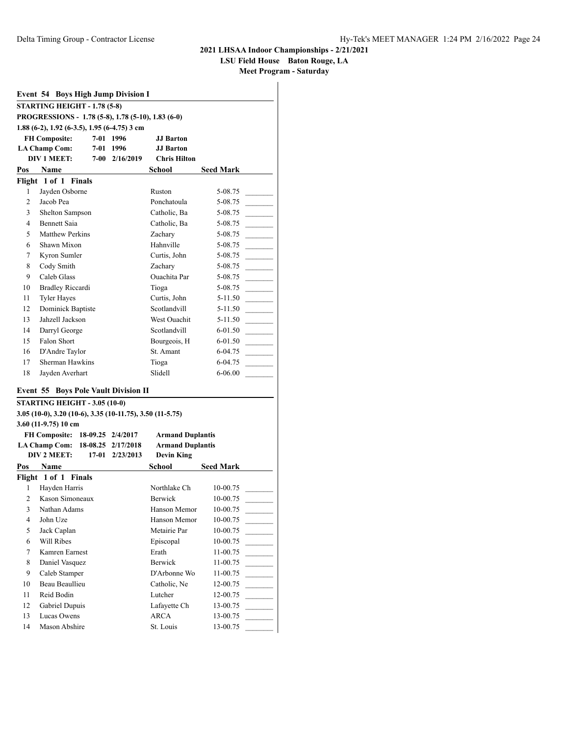## 2021 LHSAA Indoor Championships - 2/21/2021

**LSU Field House Baton Rouge, LA**

**Meet Program - Saturday**

### Event 54 Boys High Jump Division I

**STARTING HEIGHT - 1.78 (5-8)**

**PROGRESSIONS - 1.78 (5-8), 1.78 (5-10), 1.83 (6-0)**

**1.88 (6-2), 1.92 (6-3.5), 1.95 (6-4.75) 3 cm**

| | | | |
|---|---|---|---|
| **FH Composite:** | **7-01** | **1996** | **JJ Barton** |
| **LA Champ Com:** | **7-01** | **1996** | **JJ Barton** |
| **DIV 1 MEET:** | **7-00** | **2/16/2019** | **Chris Hilton** |

**Flight 1 of 1 Finals**

| Pos | Name | School | Seed Mark | |
|---|---|---|---|---|
| 1 | Jayden Osborne | Ruston | 5-08.75 | _______ |
| 2 | Jacob Pea | Ponchatoula | 5-08.75 | _______ |
| 3 | Shelton Sampson | Catholic, Ba | 5-08.75 | _______ |
| 4 | Bennett Saia | Catholic, Ba | 5-08.75 | _______ |
| 5 | Matthew Perkins | Zachary | 5-08.75 | _______ |
| 6 | Shawn Mixon | Hahnville | 5-08.75 | _______ |
| 7 | Kyron Sumler | Curtis, John | 5-08.75 | _______ |
| 8 | Cody Smith | Zachary | 5-08.75 | _______ |
| 9 | Caleb Glass | Ouachita Par | 5-08.75 | _______ |
| 10 | Bradley Riccardi | Tioga | 5-08.75 | _______ |
| 11 | Tyler Hayes | Curtis, John | 5-11.50 | _______ |
| 12 | Dominick Baptiste | Scotlandvill | 5-11.50 | _______ |
| 13 | Jahzell Jackson | West Ouachit | 5-11.50 | _______ |
| 14 | Darryl George | Scotlandvill | 6-01.50 | _______ |
| 15 | Falon Short | Bourgeois, H | 6-01.50 | _______ |
| 16 | D'Andre Taylor | St. Amant | 6-04.75 | _______ |
| 17 | Sherman Hawkins | Tioga | 6-04.75 | _______ |
| 18 | Jayden Averhart | Slidell | 6-06.00 | _______ |

### Event 55 Boys Pole Vault Division II

**STARTING HEIGHT - 3.05 (10-0)**

**3.05 (10-0), 3.20 (10-6), 3.35 (10-11.75), 3.50 (11-5.75)**

**3.60 (11-9.75) 10 cm**

| | | | |
|---|---|---|---|
| **FH Composite:** | **18-09.25** | **2/4/2017** | **Armand Duplantis** |
| **LA Champ Com:** | **18-08.25** | **2/17/2018** | **Armand Duplantis** |
| **DIV 2 MEET:** | **17-01** | **2/23/2013** | **Devin King** |

**Flight 1 of 1 Finals**

| Pos | Name | School | Seed Mark | |
|---|---|---|---|---|
| 1 | Hayden Harris | Northlake Ch | 10-00.75 | _______ |
| 2 | Kason Simoneaux | Berwick | 10-00.75 | _______ |
| 3 | Nathan Adams | Hanson Memor | 10-00.75 | _______ |
| 4 | John Uze | Hanson Memor | 10-00.75 | _______ |
| 5 | Jack Caplan | Metairie Par | 10-00.75 | _______ |
| 6 | Will Ribes | Episcopal | 10-00.75 | _______ |
| 7 | Kamren Earnest | Erath | 11-00.75 | _______ |
| 8 | Daniel Vasquez | Berwick | 11-00.75 | _______ |
| 9 | Caleb Stamper | D'Arbonne Wo | 11-00.75 | _______ |
| 10 | Beau Beaullieu | Catholic, Ne | 12-00.75 | _______ |
| 11 | Reid Bodin | Lutcher | 12-00.75 | _______ |
| 12 | Gabriel Dupuis | Lafayette Ch | 13-00.75 | _______ |
| 13 | Lucas Owens | ARCA | 13-00.75 | _______ |
| 14 | Mason Abshire | St. Louis | 13-00.75 | _______ |